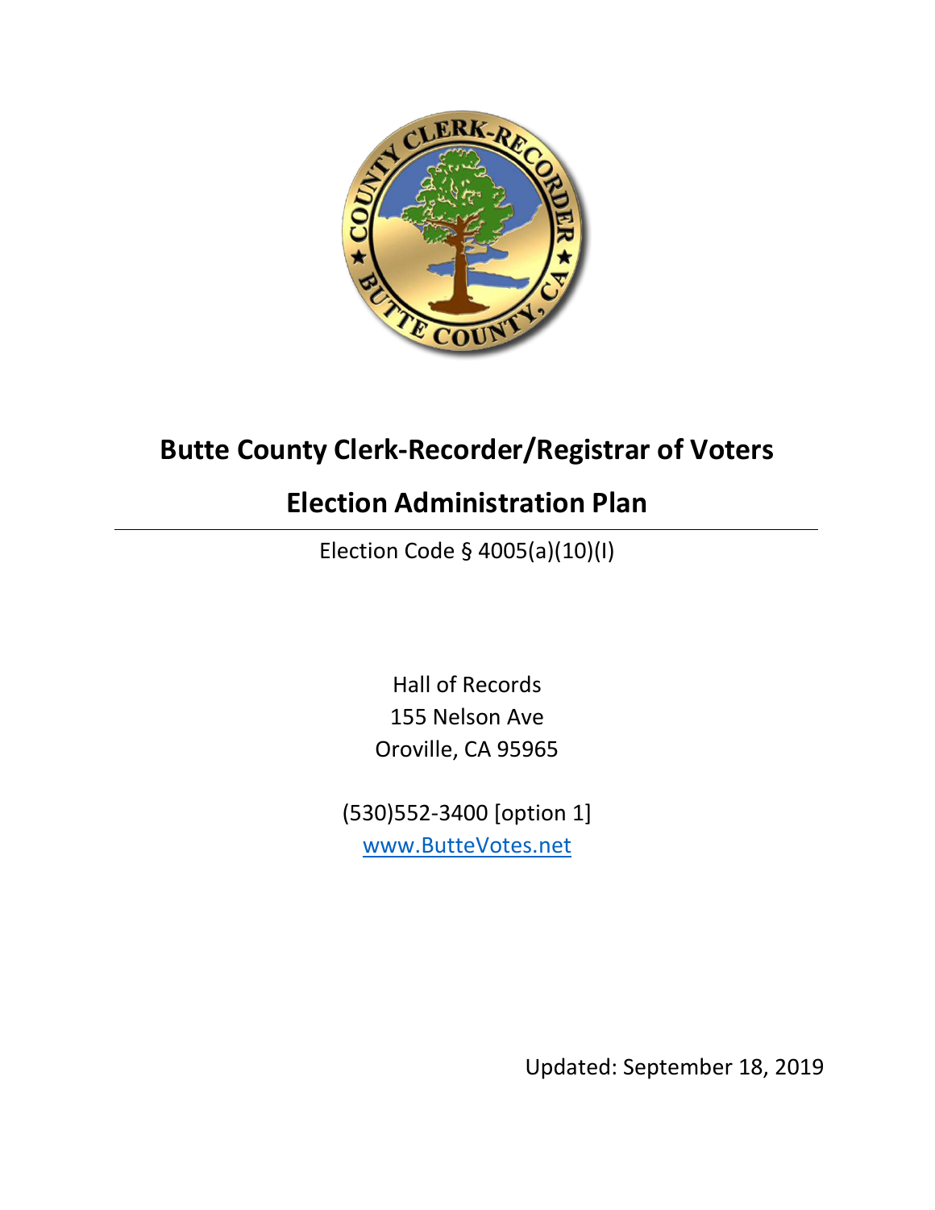# Butte County Clerk-Recorder/Registrar of Voters

# Election Administration Plan

Election Code § 4005(a)(10)(I)

Hall of Records
155 Nelson Ave
Oroville, CA 95965

(530)552-3400 [option 1]
www.ButteVotes.net

Updated: September 18, 2019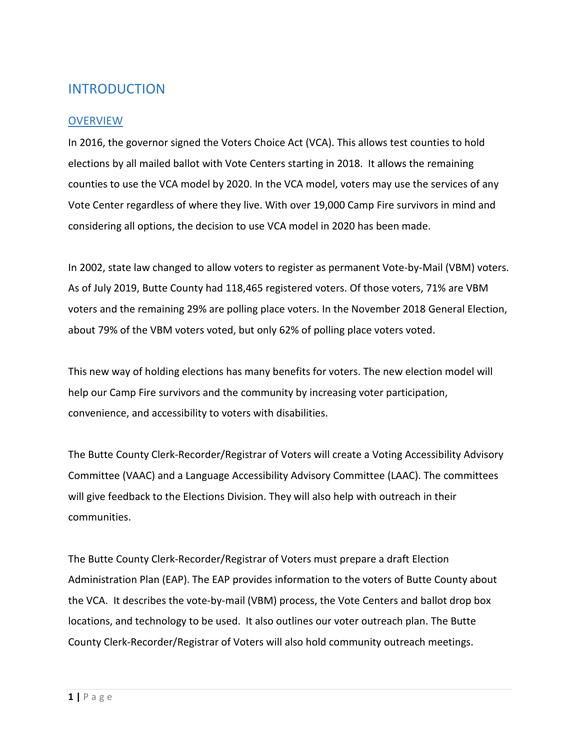# INTRODUCTION

## OVERVIEW

In 2016, the governor signed the Voters Choice Act (VCA). This allows test counties to hold elections by all mailed ballot with Vote Centers starting in 2018. It allows the remaining counties to use the VCA model by 2020. In the VCA model, voters may use the services of any Vote Center regardless of where they live. With over 19,000 Camp Fire survivors in mind and considering all options, the decision to use VCA model in 2020 has been made.

In 2002, state law changed to allow voters to register as permanent Vote-by-Mail (VBM) voters. As of July 2019, Butte County had 118,465 registered voters. Of those voters, 71% are VBM voters and the remaining 29% are polling place voters. In the November 2018 General Election, about 79% of the VBM voters voted, but only 62% of polling place voters voted.

This new way of holding elections has many benefits for voters. The new election model will help our Camp Fire survivors and the community by increasing voter participation, convenience, and accessibility to voters with disabilities.

The Butte County Clerk-Recorder/Registrar of Voters will create a Voting Accessibility Advisory Committee (VAAC) and a Language Accessibility Advisory Committee (LAAC). The committees will give feedback to the Elections Division. They will also help with outreach in their communities.

The Butte County Clerk-Recorder/Registrar of Voters must prepare a draft Election Administration Plan (EAP). The EAP provides information to the voters of Butte County about the VCA. It describes the vote-by-mail (VBM) process, the Vote Centers and ballot drop box locations, and technology to be used. It also outlines our voter outreach plan. The Butte County Clerk-Recorder/Registrar of Voters will also hold community outreach meetings.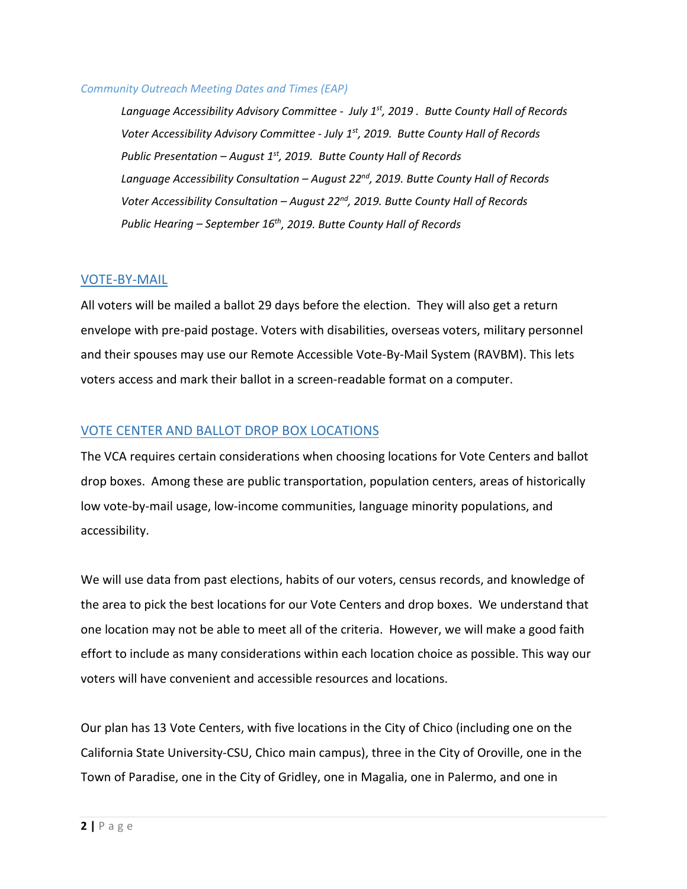*Community Outreach Meeting Dates and Times (EAP)*

*Language Accessibility Advisory Committee - July 1st, 2019 . Butte County Hall of Records*

*Voter Accessibility Advisory Committee - July 1st, 2019. Butte County Hall of Records*

*Public Presentation – August 1st, 2019. Butte County Hall of Records*

*Language Accessibility Consultation – August 22nd, 2019. Butte County Hall of Records*

*Voter Accessibility Consultation – August 22nd, 2019. Butte County Hall of Records*

*Public Hearing – September 16th, 2019. Butte County Hall of Records*

## VOTE-BY-MAIL

All voters will be mailed a ballot 29 days before the election. They will also get a return envelope with pre-paid postage. Voters with disabilities, overseas voters, military personnel and their spouses may use our Remote Accessible Vote-By-Mail System (RAVBM). This lets voters access and mark their ballot in a screen-readable format on a computer.

## VOTE CENTER AND BALLOT DROP BOX LOCATIONS

The VCA requires certain considerations when choosing locations for Vote Centers and ballot drop boxes. Among these are public transportation, population centers, areas of historically low vote-by-mail usage, low-income communities, language minority populations, and accessibility.

We will use data from past elections, habits of our voters, census records, and knowledge of the area to pick the best locations for our Vote Centers and drop boxes. We understand that one location may not be able to meet all of the criteria. However, we will make a good faith effort to include as many considerations within each location choice as possible. This way our voters will have convenient and accessible resources and locations.

Our plan has 13 Vote Centers, with five locations in the City of Chico (including one on the California State University-CSU, Chico main campus), three in the City of Oroville, one in the Town of Paradise, one in the City of Gridley, one in Magalia, one in Palermo, and one in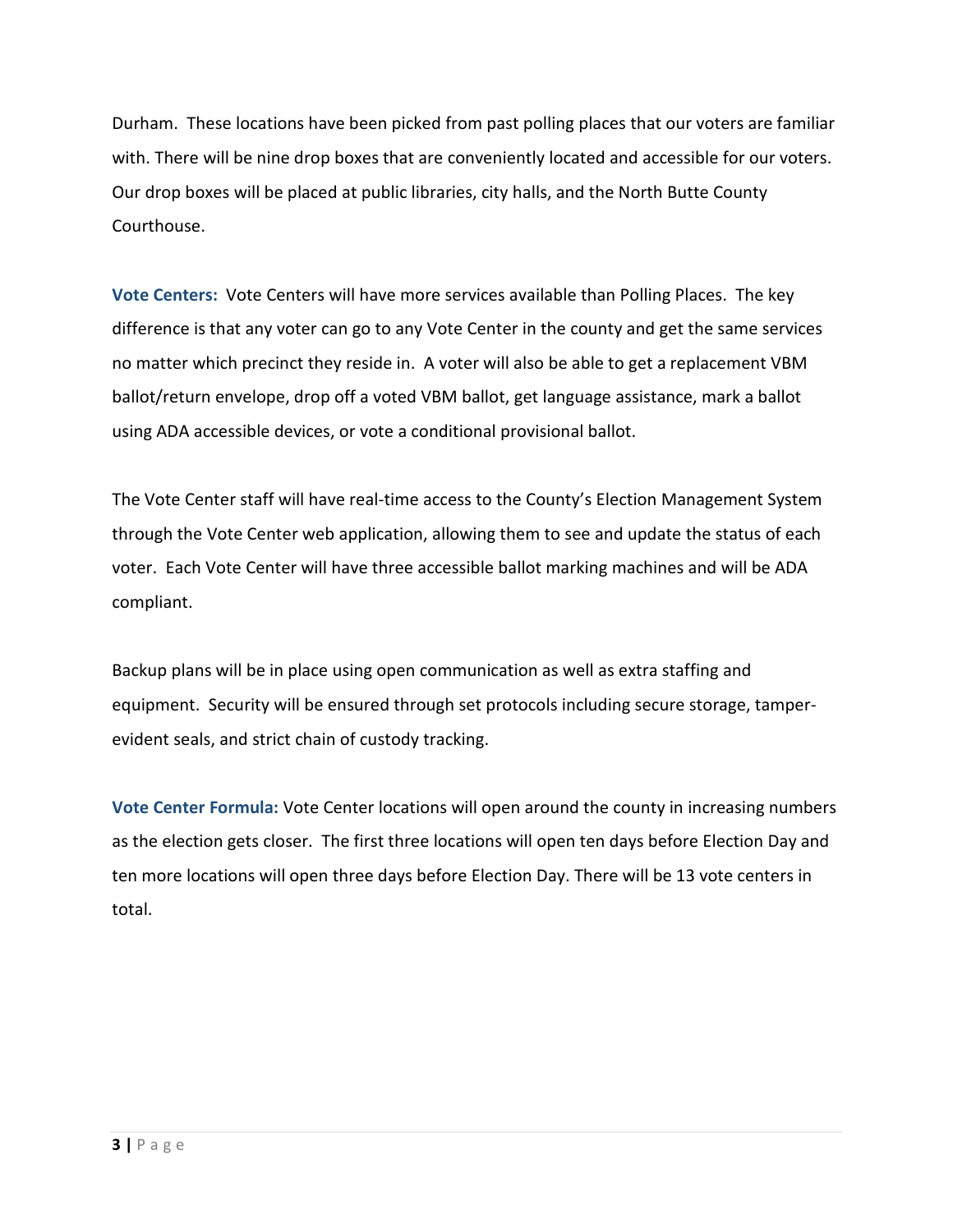Durham. These locations have been picked from past polling places that our voters are familiar with. There will be nine drop boxes that are conveniently located and accessible for our voters. Our drop boxes will be placed at public libraries, city halls, and the North Butte County Courthouse.

**Vote Centers:** Vote Centers will have more services available than Polling Places. The key difference is that any voter can go to any Vote Center in the county and get the same services no matter which precinct they reside in. A voter will also be able to get a replacement VBM ballot/return envelope, drop off a voted VBM ballot, get language assistance, mark a ballot using ADA accessible devices, or vote a conditional provisional ballot.

The Vote Center staff will have real-time access to the County's Election Management System through the Vote Center web application, allowing them to see and update the status of each voter. Each Vote Center will have three accessible ballot marking machines and will be ADA compliant.

Backup plans will be in place using open communication as well as extra staffing and equipment. Security will be ensured through set protocols including secure storage, tamper-evident seals, and strict chain of custody tracking.

**Vote Center Formula:** Vote Center locations will open around the county in increasing numbers as the election gets closer. The first three locations will open ten days before Election Day and ten more locations will open three days before Election Day. There will be 13 vote centers in total.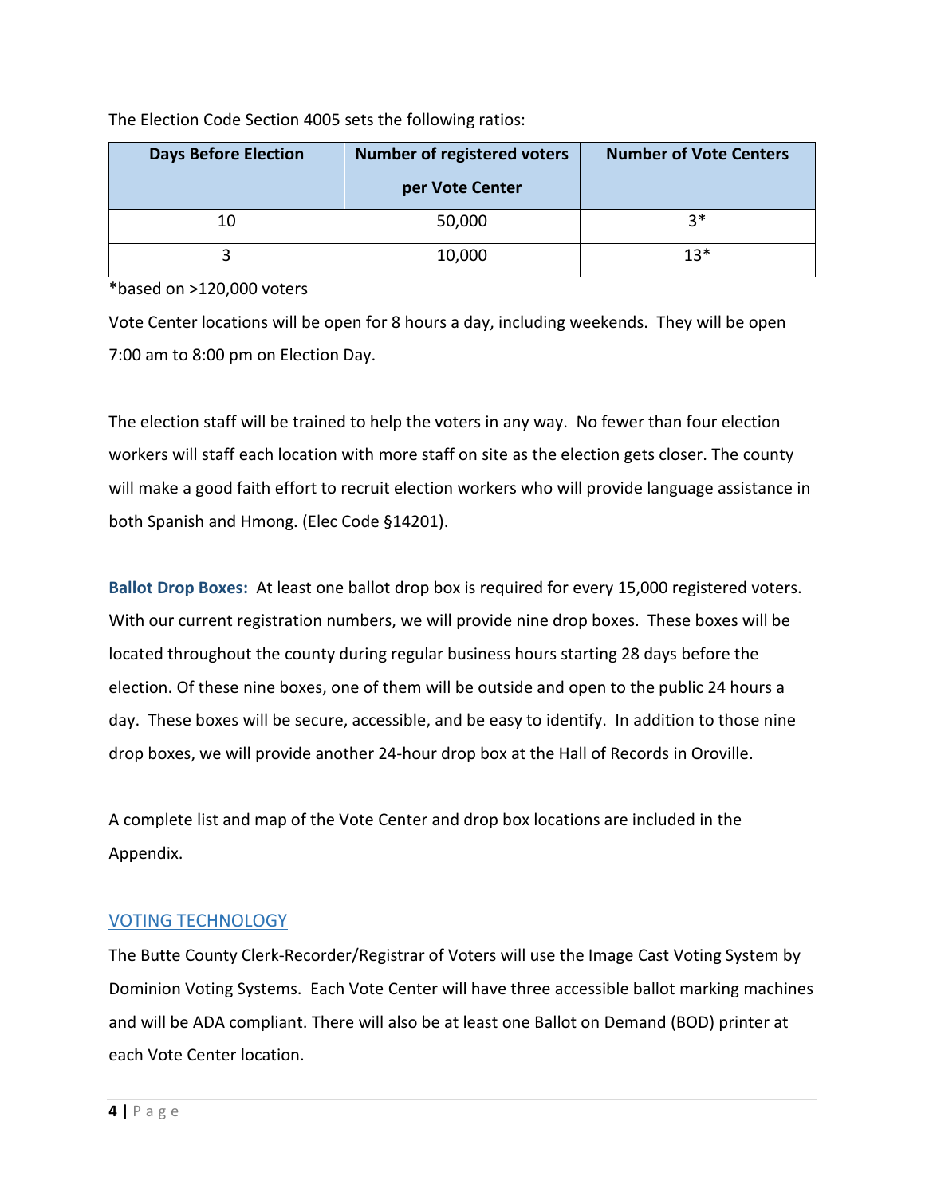The Election Code Section 4005 sets the following ratios:

| Days Before Election | Number of registered voters per Vote Center | Number of Vote Centers |
|---|---|---|
| 10 | 50,000 | 3* |
| 3 | 10,000 | 13* |

*based on >120,000 voters

Vote Center locations will be open for 8 hours a day, including weekends. They will be open 7:00 am to 8:00 pm on Election Day.

The election staff will be trained to help the voters in any way. No fewer than four election workers will staff each location with more staff on site as the election gets closer. The county will make a good faith effort to recruit election workers who will provide language assistance in both Spanish and Hmong. (Elec Code §14201).

**Ballot Drop Boxes:** At least one ballot drop box is required for every 15,000 registered voters. With our current registration numbers, we will provide nine drop boxes. These boxes will be located throughout the county during regular business hours starting 28 days before the election. Of these nine boxes, one of them will be outside and open to the public 24 hours a day. These boxes will be secure, accessible, and be easy to identify. In addition to those nine drop boxes, we will provide another 24-hour drop box at the Hall of Records in Oroville.

A complete list and map of the Vote Center and drop box locations are included in the Appendix.

## VOTING TECHNOLOGY

The Butte County Clerk-Recorder/Registrar of Voters will use the Image Cast Voting System by Dominion Voting Systems. Each Vote Center will have three accessible ballot marking machines and will be ADA compliant. There will also be at least one Ballot on Demand (BOD) printer at each Vote Center location.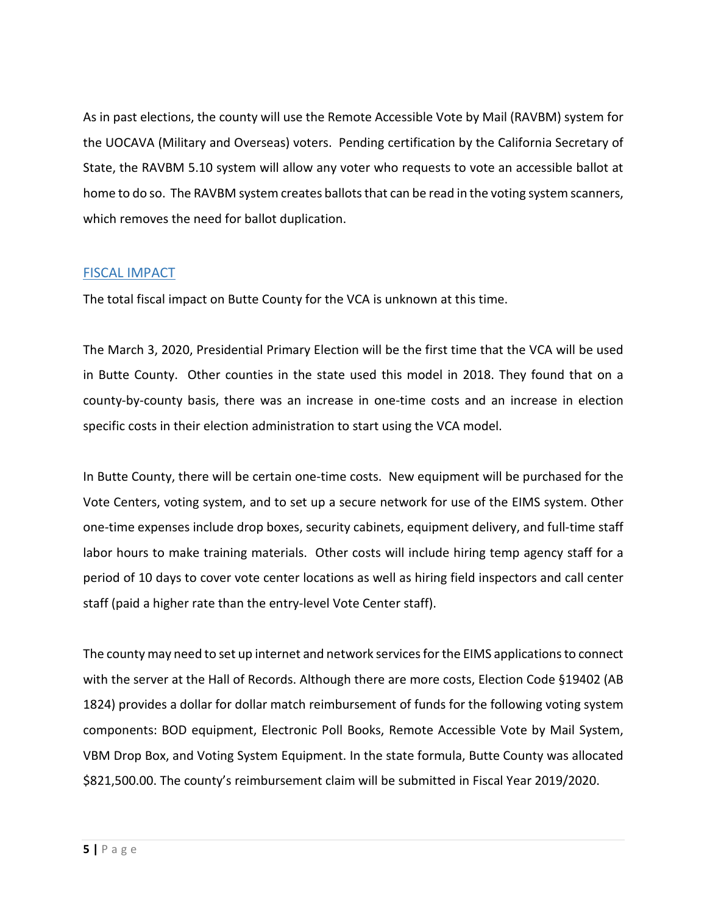As in past elections, the county will use the Remote Accessible Vote by Mail (RAVBM) system for the UOCAVA (Military and Overseas) voters. Pending certification by the California Secretary of State, the RAVBM 5.10 system will allow any voter who requests to vote an accessible ballot at home to do so. The RAVBM system creates ballots that can be read in the voting system scanners, which removes the need for ballot duplication.

## FISCAL IMPACT

The total fiscal impact on Butte County for the VCA is unknown at this time.

The March 3, 2020, Presidential Primary Election will be the first time that the VCA will be used in Butte County. Other counties in the state used this model in 2018. They found that on a county-by-county basis, there was an increase in one-time costs and an increase in election specific costs in their election administration to start using the VCA model.

In Butte County, there will be certain one-time costs. New equipment will be purchased for the Vote Centers, voting system, and to set up a secure network for use of the EIMS system. Other one-time expenses include drop boxes, security cabinets, equipment delivery, and full-time staff labor hours to make training materials. Other costs will include hiring temp agency staff for a period of 10 days to cover vote center locations as well as hiring field inspectors and call center staff (paid a higher rate than the entry-level Vote Center staff).

The county may need to set up internet and network services for the EIMS applications to connect with the server at the Hall of Records. Although there are more costs, Election Code §19402 (AB 1824) provides a dollar for dollar match reimbursement of funds for the following voting system components: BOD equipment, Electronic Poll Books, Remote Accessible Vote by Mail System, VBM Drop Box, and Voting System Equipment. In the state formula, Butte County was allocated $821,500.00. The county's reimbursement claim will be submitted in Fiscal Year 2019/2020.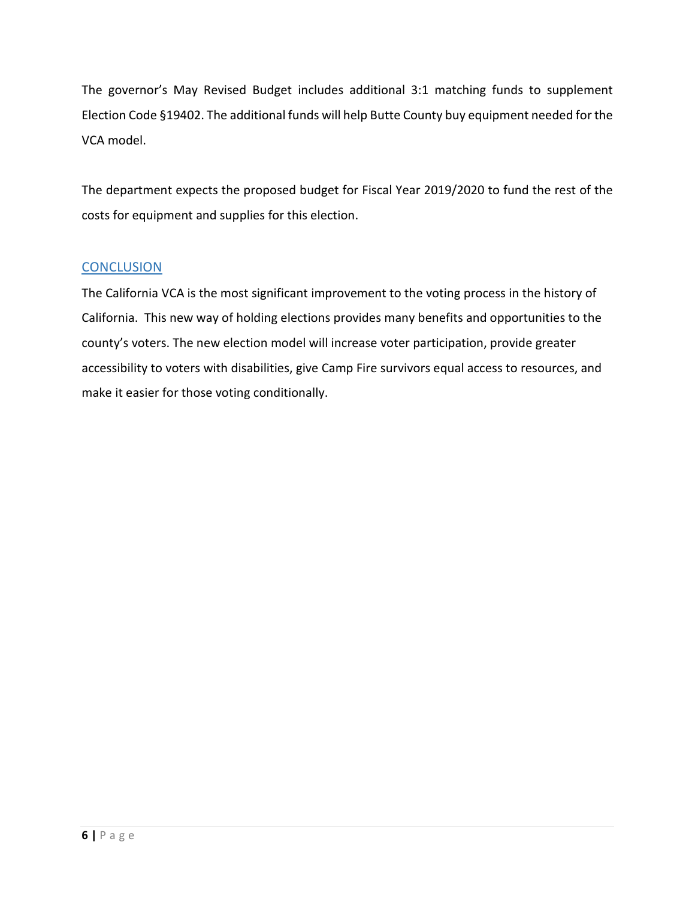The governor's May Revised Budget includes additional 3:1 matching funds to supplement Election Code §19402. The additional funds will help Butte County buy equipment needed for the VCA model.

The department expects the proposed budget for Fiscal Year 2019/2020 to fund the rest of the costs for equipment and supplies for this election.

## CONCLUSION

The California VCA is the most significant improvement to the voting process in the history of California. This new way of holding elections provides many benefits and opportunities to the county's voters. The new election model will increase voter participation, provide greater accessibility to voters with disabilities, give Camp Fire survivors equal access to resources, and make it easier for those voting conditionally.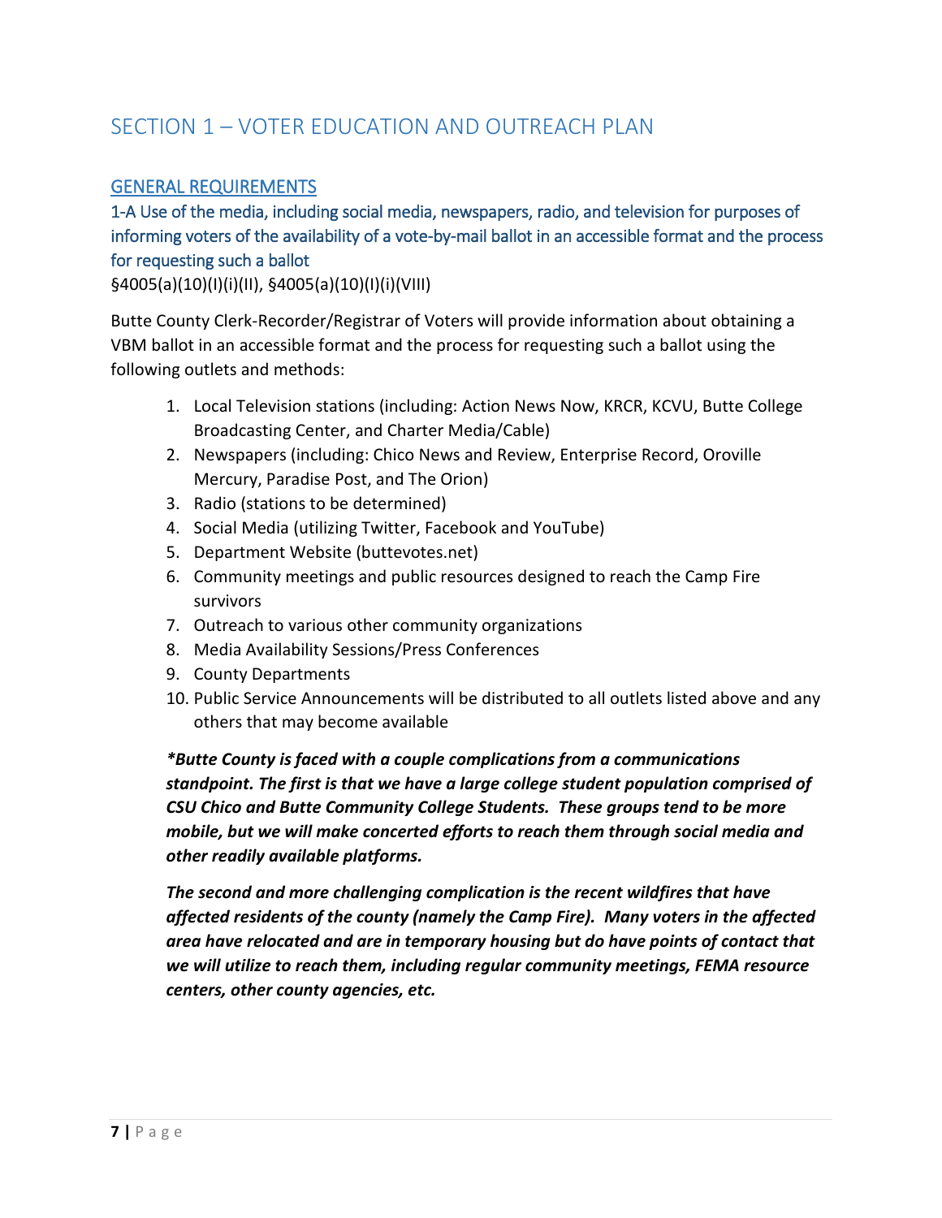# SECTION 1 – VOTER EDUCATION AND OUTREACH PLAN

## GENERAL REQUIREMENTS

### 1-A Use of the media, including social media, newspapers, radio, and television for purposes of informing voters of the availability of a vote-by-mail ballot in an accessible format and the process for requesting such a ballot

§4005(a)(10)(I)(i)(II), §4005(a)(10)(I)(i)(VIII)

Butte County Clerk-Recorder/Registrar of Voters will provide information about obtaining a VBM ballot in an accessible format and the process for requesting such a ballot using the following outlets and methods:

1. Local Television stations (including: Action News Now, KRCR, KCVU, Butte College Broadcasting Center, and Charter Media/Cable)
2. Newspapers (including: Chico News and Review, Enterprise Record, Oroville Mercury, Paradise Post, and The Orion)
3. Radio (stations to be determined)
4. Social Media (utilizing Twitter, Facebook and YouTube)
5. Department Website (buttevotes.net)
6. Community meetings and public resources designed to reach the Camp Fire survivors
7. Outreach to various other community organizations
8. Media Availability Sessions/Press Conferences
9. County Departments
10. Public Service Announcements will be distributed to all outlets listed above and any others that may become available

***Butte County is faced with a couple complications from a communications standpoint. The first is that we have a large college student population comprised of CSU Chico and Butte Community College Students. These groups tend to be more mobile, but we will make concerted efforts to reach them through social media and other readily available platforms.***

***The second and more challenging complication is the recent wildfires that have affected residents of the county (namely the Camp Fire). Many voters in the affected area have relocated and are in temporary housing but do have points of contact that we will utilize to reach them, including regular community meetings, FEMA resource centers, other county agencies, etc.***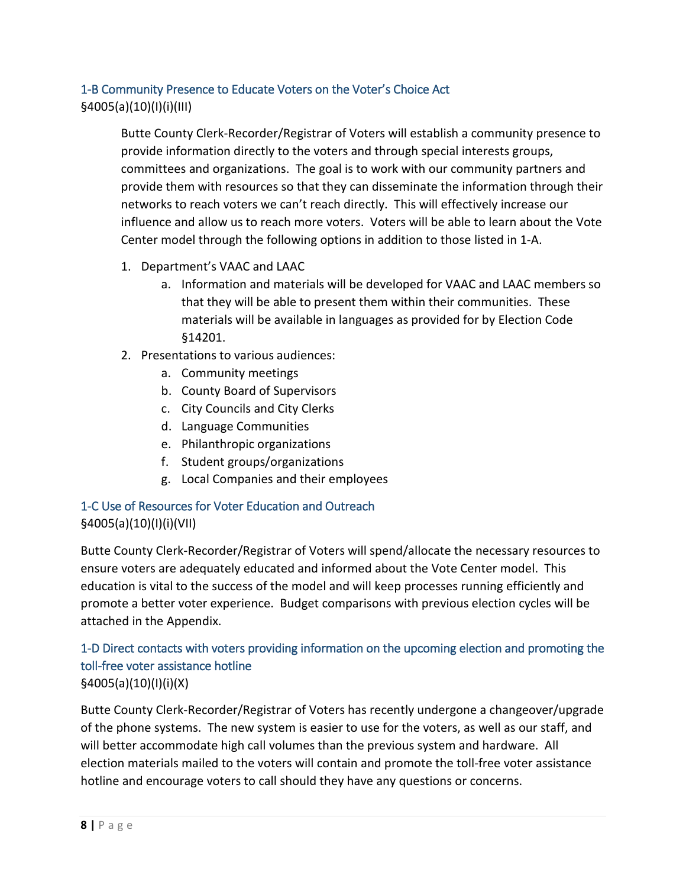### 1-B Community Presence to Educate Voters on the Voter's Choice Act

§4005(a)(10)(I)(i)(III)

Butte County Clerk-Recorder/Registrar of Voters will establish a community presence to provide information directly to the voters and through special interests groups, committees and organizations. The goal is to work with our community partners and provide them with resources so that they can disseminate the information through their networks to reach voters we can't reach directly. This will effectively increase our influence and allow us to reach more voters. Voters will be able to learn about the Vote Center model through the following options in addition to those listed in 1-A.

1. Department's VAAC and LAAC
   a. Information and materials will be developed for VAAC and LAAC members so that they will be able to present them within their communities. These materials will be available in languages as provided for by Election Code §14201.
2. Presentations to various audiences:
   a. Community meetings
   b. County Board of Supervisors
   c. City Councils and City Clerks
   d. Language Communities
   e. Philanthropic organizations
   f. Student groups/organizations
   g. Local Companies and their employees

### 1-C Use of Resources for Voter Education and Outreach

§4005(a)(10)(I)(i)(VII)

Butte County Clerk-Recorder/Registrar of Voters will spend/allocate the necessary resources to ensure voters are adequately educated and informed about the Vote Center model. This education is vital to the success of the model and will keep processes running efficiently and promote a better voter experience. Budget comparisons with previous election cycles will be attached in the Appendix.

### 1-D Direct contacts with voters providing information on the upcoming election and promoting the toll-free voter assistance hotline

§4005(a)(10)(I)(i)(X)

Butte County Clerk-Recorder/Registrar of Voters has recently undergone a changeover/upgrade of the phone systems. The new system is easier to use for the voters, as well as our staff, and will better accommodate high call volumes than the previous system and hardware. All election materials mailed to the voters will contain and promote the toll-free voter assistance hotline and encourage voters to call should they have any questions or concerns.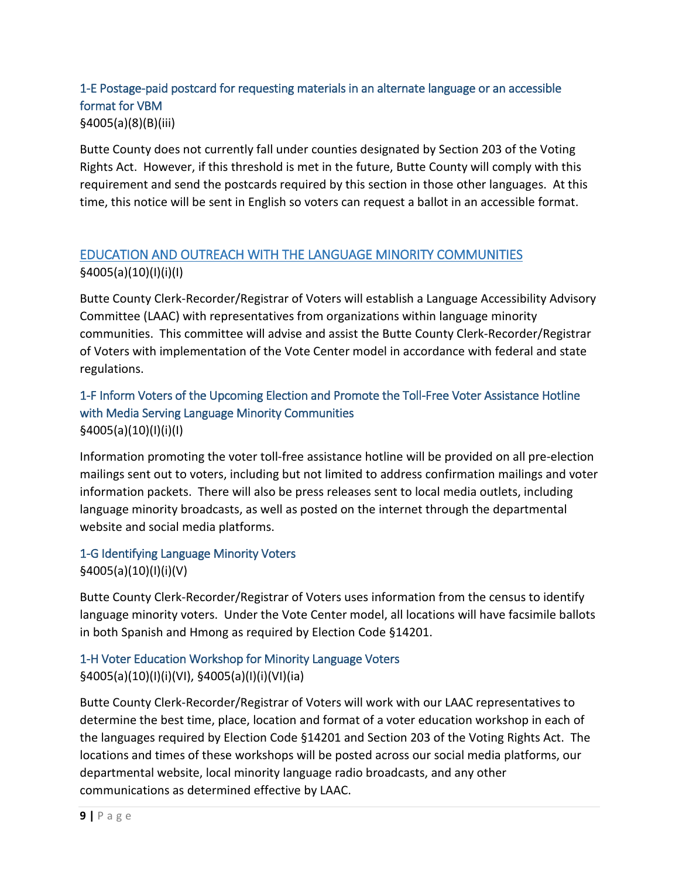### 1-E Postage-paid postcard for requesting materials in an alternate language or an accessible format for VBM

§4005(a)(8)(B)(iii)

Butte County does not currently fall under counties designated by Section 203 of the Voting Rights Act. However, if this threshold is met in the future, Butte County will comply with this requirement and send the postcards required by this section in those other languages. At this time, this notice will be sent in English so voters can request a ballot in an accessible format.

## EDUCATION AND OUTREACH WITH THE LANGUAGE MINORITY COMMUNITIES

§4005(a)(10)(I)(i)(I)

Butte County Clerk-Recorder/Registrar of Voters will establish a Language Accessibility Advisory Committee (LAAC) with representatives from organizations within language minority communities. This committee will advise and assist the Butte County Clerk-Recorder/Registrar of Voters with implementation of the Vote Center model in accordance with federal and state regulations.

### 1-F Inform Voters of the Upcoming Election and Promote the Toll-Free Voter Assistance Hotline with Media Serving Language Minority Communities

§4005(a)(10)(I)(i)(I)

Information promoting the voter toll-free assistance hotline will be provided on all pre-election mailings sent out to voters, including but not limited to address confirmation mailings and voter information packets. There will also be press releases sent to local media outlets, including language minority broadcasts, as well as posted on the internet through the departmental website and social media platforms.

### 1-G Identifying Language Minority Voters

§4005(a)(10)(I)(i)(V)

Butte County Clerk-Recorder/Registrar of Voters uses information from the census to identify language minority voters. Under the Vote Center model, all locations will have facsimile ballots in both Spanish and Hmong as required by Election Code §14201.

### 1-H Voter Education Workshop for Minority Language Voters

§4005(a)(10)(I)(i)(VI), §4005(a)(I)(i)(VI)(ia)

Butte County Clerk-Recorder/Registrar of Voters will work with our LAAC representatives to determine the best time, place, location and format of a voter education workshop in each of the languages required by Election Code §14201 and Section 203 of the Voting Rights Act. The locations and times of these workshops will be posted across our social media platforms, our departmental website, local minority language radio broadcasts, and any other communications as determined effective by LAAC.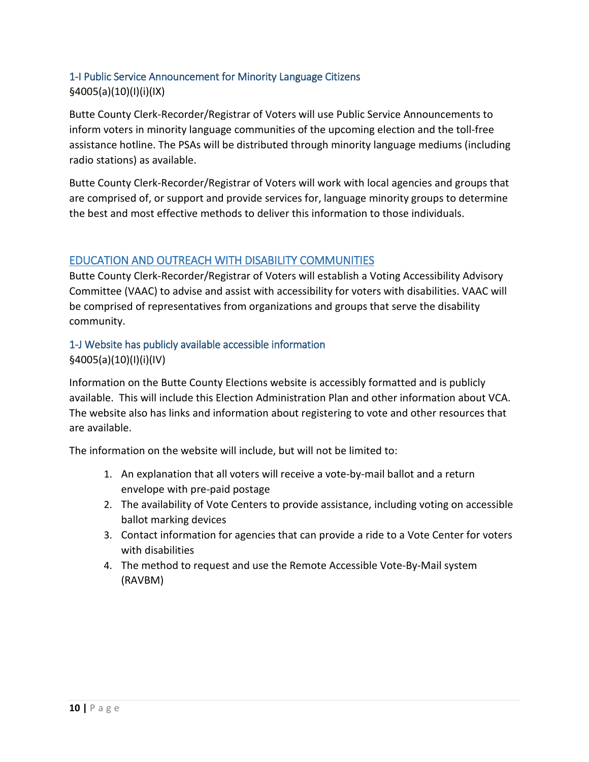### 1-I Public Service Announcement for Minority Language Citizens

§4005(a)(10)(I)(i)(IX)

Butte County Clerk-Recorder/Registrar of Voters will use Public Service Announcements to inform voters in minority language communities of the upcoming election and the toll-free assistance hotline. The PSAs will be distributed through minority language mediums (including radio stations) as available.

Butte County Clerk-Recorder/Registrar of Voters will work with local agencies and groups that are comprised of, or support and provide services for, language minority groups to determine the best and most effective methods to deliver this information to those individuals.

## EDUCATION AND OUTREACH WITH DISABILITY COMMUNITIES

Butte County Clerk-Recorder/Registrar of Voters will establish a Voting Accessibility Advisory Committee (VAAC) to advise and assist with accessibility for voters with disabilities. VAAC will be comprised of representatives from organizations and groups that serve the disability community.

### 1-J Website has publicly available accessible information

§4005(a)(10)(I)(i)(IV)

Information on the Butte County Elections website is accessibly formatted and is publicly available. This will include this Election Administration Plan and other information about VCA. The website also has links and information about registering to vote and other resources that are available.

The information on the website will include, but will not be limited to:

1. An explanation that all voters will receive a vote-by-mail ballot and a return envelope with pre-paid postage
2. The availability of Vote Centers to provide assistance, including voting on accessible ballot marking devices
3. Contact information for agencies that can provide a ride to a Vote Center for voters with disabilities
4. The method to request and use the Remote Accessible Vote-By-Mail system (RAVBM)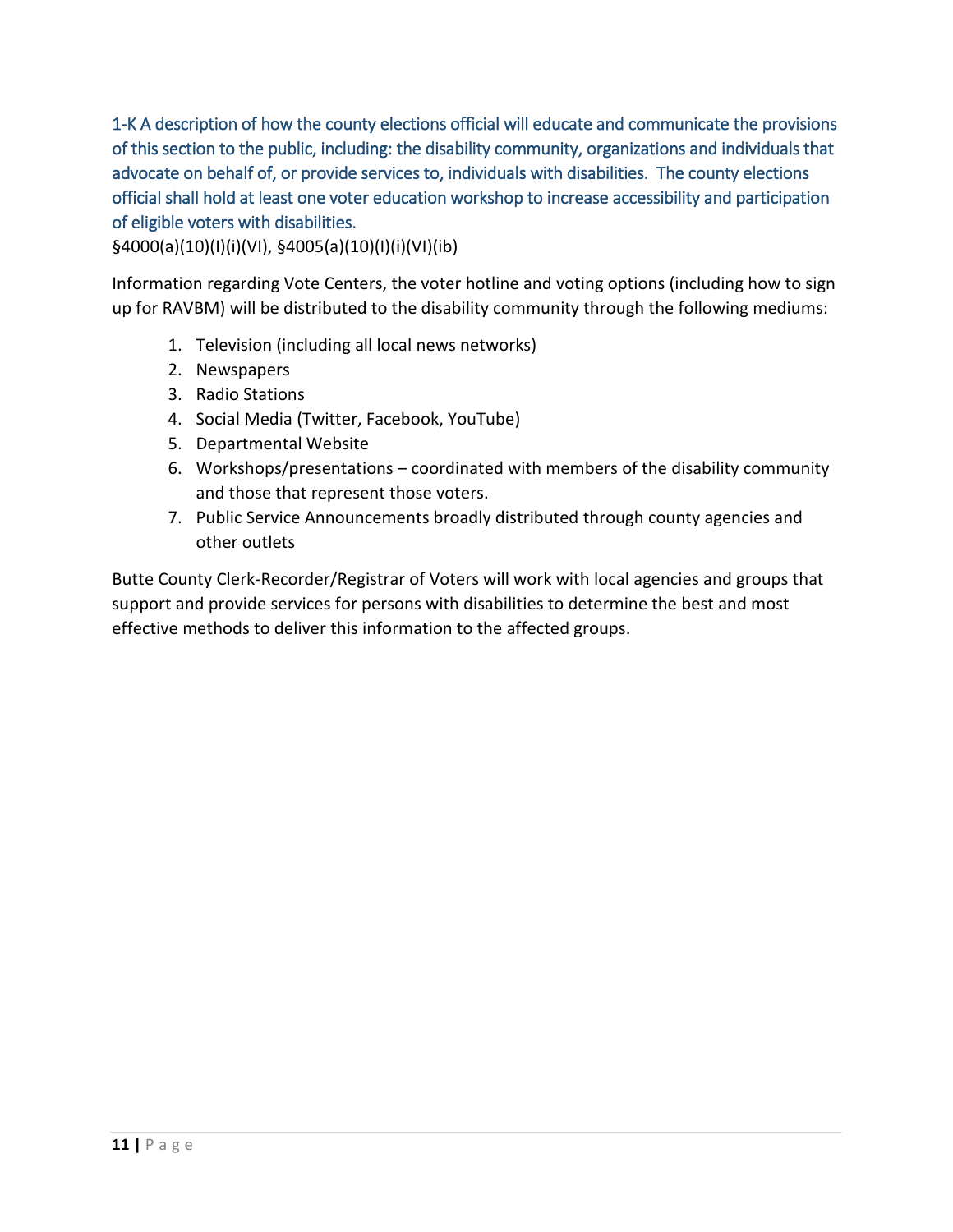### 1-K A description of how the county elections official will educate and communicate the provisions of this section to the public, including: the disability community, organizations and individuals that advocate on behalf of, or provide services to, individuals with disabilities. The county elections official shall hold at least one voter education workshop to increase accessibility and participation of eligible voters with disabilities.

§4000(a)(10)(I)(i)(VI), §4005(a)(10)(I)(i)(VI)(ib)

Information regarding Vote Centers, the voter hotline and voting options (including how to sign up for RAVBM) will be distributed to the disability community through the following mediums:

1. Television (including all local news networks)
2. Newspapers
3. Radio Stations
4. Social Media (Twitter, Facebook, YouTube)
5. Departmental Website
6. Workshops/presentations – coordinated with members of the disability community and those that represent those voters.
7. Public Service Announcements broadly distributed through county agencies and other outlets

Butte County Clerk-Recorder/Registrar of Voters will work with local agencies and groups that support and provide services for persons with disabilities to determine the best and most effective methods to deliver this information to the affected groups.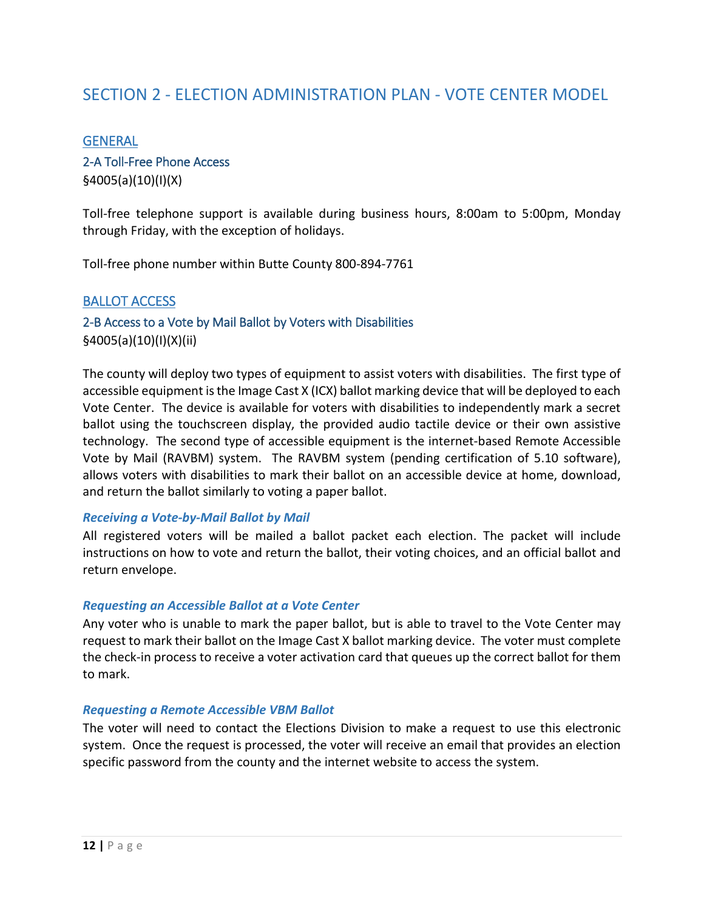# SECTION 2 - ELECTION ADMINISTRATION PLAN - VOTE CENTER MODEL

## GENERAL

### 2-A Toll-Free Phone Access

§4005(a)(10)(I)(X)

Toll-free telephone support is available during business hours, 8:00am to 5:00pm, Monday through Friday, with the exception of holidays.

Toll-free phone number within Butte County 800-894-7761

## BALLOT ACCESS

### 2-B Access to a Vote by Mail Ballot by Voters with Disabilities

§4005(a)(10)(I)(X)(ii)

The county will deploy two types of equipment to assist voters with disabilities. The first type of accessible equipment is the Image Cast X (ICX) ballot marking device that will be deployed to each Vote Center. The device is available for voters with disabilities to independently mark a secret ballot using the touchscreen display, the provided audio tactile device or their own assistive technology. The second type of accessible equipment is the internet-based Remote Accessible Vote by Mail (RAVBM) system. The RAVBM system (pending certification of 5.10 software), allows voters with disabilities to mark their ballot on an accessible device at home, download, and return the ballot similarly to voting a paper ballot.

#### *Receiving a Vote-by-Mail Ballot by Mail*

All registered voters will be mailed a ballot packet each election. The packet will include instructions on how to vote and return the ballot, their voting choices, and an official ballot and return envelope.

#### *Requesting an Accessible Ballot at a Vote Center*

Any voter who is unable to mark the paper ballot, but is able to travel to the Vote Center may request to mark their ballot on the Image Cast X ballot marking device. The voter must complete the check-in process to receive a voter activation card that queues up the correct ballot for them to mark.

#### *Requesting a Remote Accessible VBM Ballot*

The voter will need to contact the Elections Division to make a request to use this electronic system. Once the request is processed, the voter will receive an email that provides an election specific password from the county and the internet website to access the system.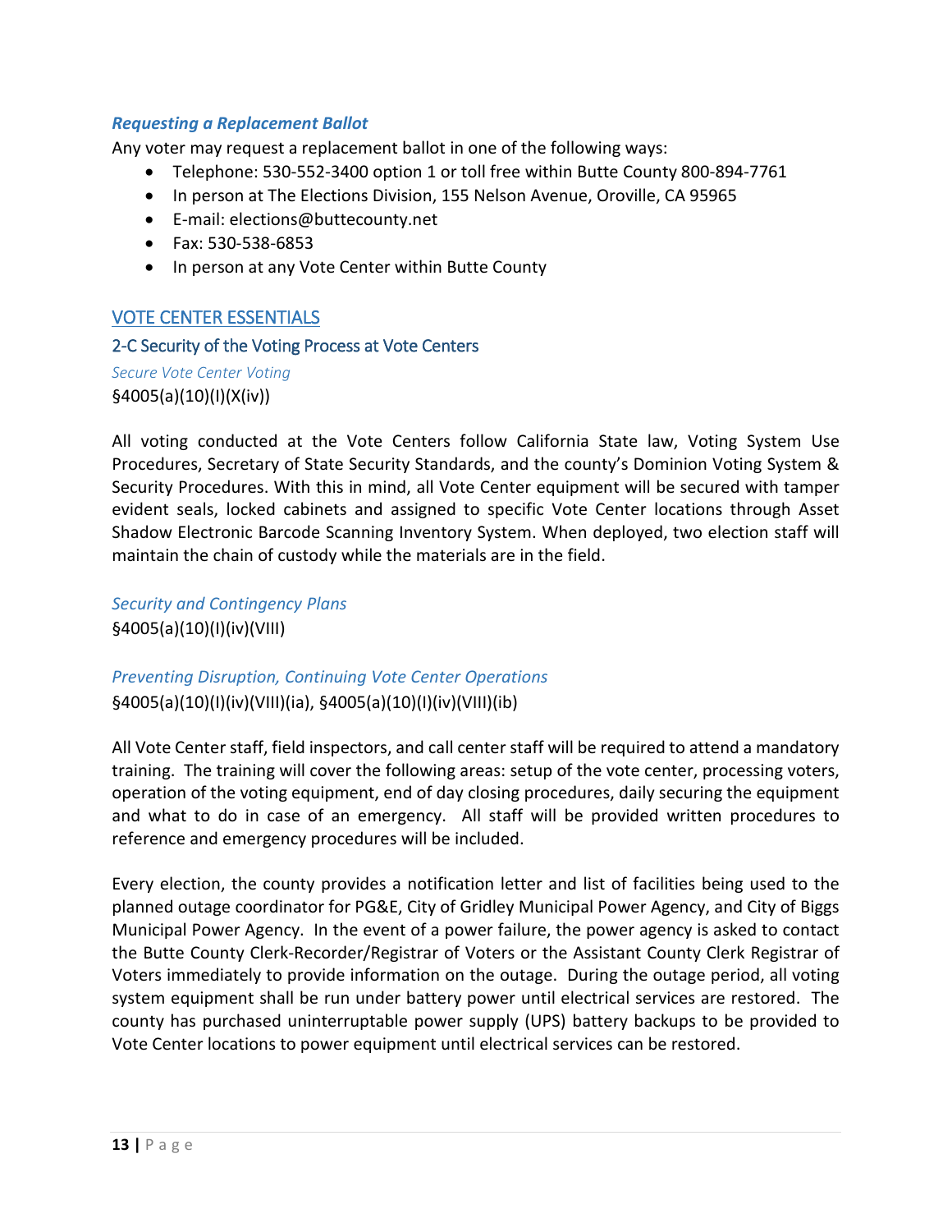### *Requesting a Replacement Ballot*

Any voter may request a replacement ballot in one of the following ways:

- Telephone: 530-552-3400 option 1 or toll free within Butte County 800-894-7761
- In person at The Elections Division, 155 Nelson Avenue, Oroville, CA 95965
- E-mail: elections@buttecounty.net
- Fax: 530-538-6853
- In person at any Vote Center within Butte County

## VOTE CENTER ESSENTIALS

### 2-C Security of the Voting Process at Vote Centers

#### *Secure Vote Center Voting*

§4005(a)(10)(I)(X(iv))

All voting conducted at the Vote Centers follow California State law, Voting System Use Procedures, Secretary of State Security Standards, and the county's Dominion Voting System & Security Procedures. With this in mind, all Vote Center equipment will be secured with tamper evident seals, locked cabinets and assigned to specific Vote Center locations through Asset Shadow Electronic Barcode Scanning Inventory System. When deployed, two election staff will maintain the chain of custody while the materials are in the field.

#### *Security and Contingency Plans*

§4005(a)(10)(I)(iv)(VIII)

#### *Preventing Disruption, Continuing Vote Center Operations*

§4005(a)(10)(I)(iv)(VIII)(ia), §4005(a)(10)(I)(iv)(VIII)(ib)

All Vote Center staff, field inspectors, and call center staff will be required to attend a mandatory training. The training will cover the following areas: setup of the vote center, processing voters, operation of the voting equipment, end of day closing procedures, daily securing the equipment and what to do in case of an emergency. All staff will be provided written procedures to reference and emergency procedures will be included.

Every election, the county provides a notification letter and list of facilities being used to the planned outage coordinator for PG&E, City of Gridley Municipal Power Agency, and City of Biggs Municipal Power Agency. In the event of a power failure, the power agency is asked to contact the Butte County Clerk-Recorder/Registrar of Voters or the Assistant County Clerk Registrar of Voters immediately to provide information on the outage. During the outage period, all voting system equipment shall be run under battery power until electrical services are restored. The county has purchased uninterruptable power supply (UPS) battery backups to be provided to Vote Center locations to power equipment until electrical services can be restored.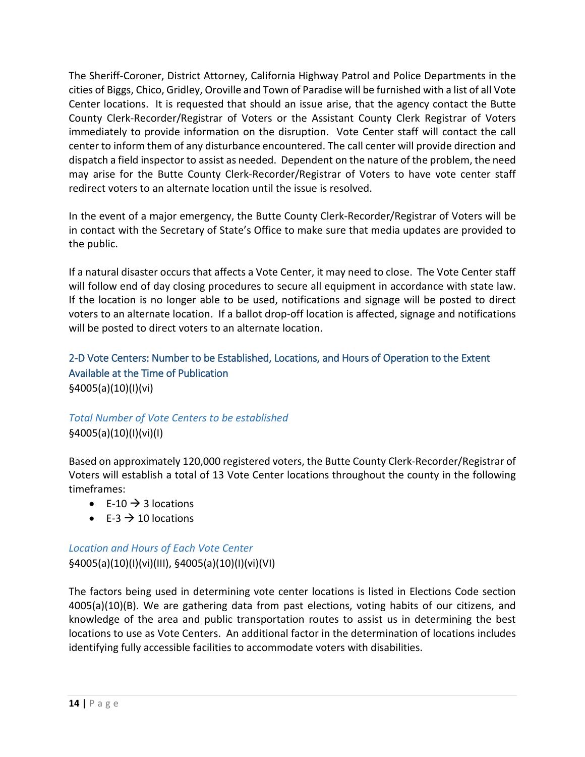The Sheriff-Coroner, District Attorney, California Highway Patrol and Police Departments in the cities of Biggs, Chico, Gridley, Oroville and Town of Paradise will be furnished with a list of all Vote Center locations. It is requested that should an issue arise, that the agency contact the Butte County Clerk-Recorder/Registrar of Voters or the Assistant County Clerk Registrar of Voters immediately to provide information on the disruption. Vote Center staff will contact the call center to inform them of any disturbance encountered. The call center will provide direction and dispatch a field inspector to assist as needed. Dependent on the nature of the problem, the need may arise for the Butte County Clerk-Recorder/Registrar of Voters to have vote center staff redirect voters to an alternate location until the issue is resolved.

In the event of a major emergency, the Butte County Clerk-Recorder/Registrar of Voters will be in contact with the Secretary of State's Office to make sure that media updates are provided to the public.

If a natural disaster occurs that affects a Vote Center, it may need to close. The Vote Center staff will follow end of day closing procedures to secure all equipment in accordance with state law. If the location is no longer able to be used, notifications and signage will be posted to direct voters to an alternate location. If a ballot drop-off location is affected, signage and notifications will be posted to direct voters to an alternate location.

## 2-D Vote Centers: Number to be Established, Locations, and Hours of Operation to the Extent Available at the Time of Publication

§4005(a)(10)(I)(vi)

### *Total Number of Vote Centers to be established*

§4005(a)(10)(I)(vi)(I)

Based on approximately 120,000 registered voters, the Butte County Clerk-Recorder/Registrar of Voters will establish a total of 13 Vote Center locations throughout the county in the following timeframes:

- E-10 → 3 locations
- E-3 → 10 locations

### *Location and Hours of Each Vote Center*

§4005(a)(10)(I)(vi)(III), §4005(a)(10)(I)(vi)(VI)

The factors being used in determining vote center locations is listed in Elections Code section 4005(a)(10)(B). We are gathering data from past elections, voting habits of our citizens, and knowledge of the area and public transportation routes to assist us in determining the best locations to use as Vote Centers. An additional factor in the determination of locations includes identifying fully accessible facilities to accommodate voters with disabilities.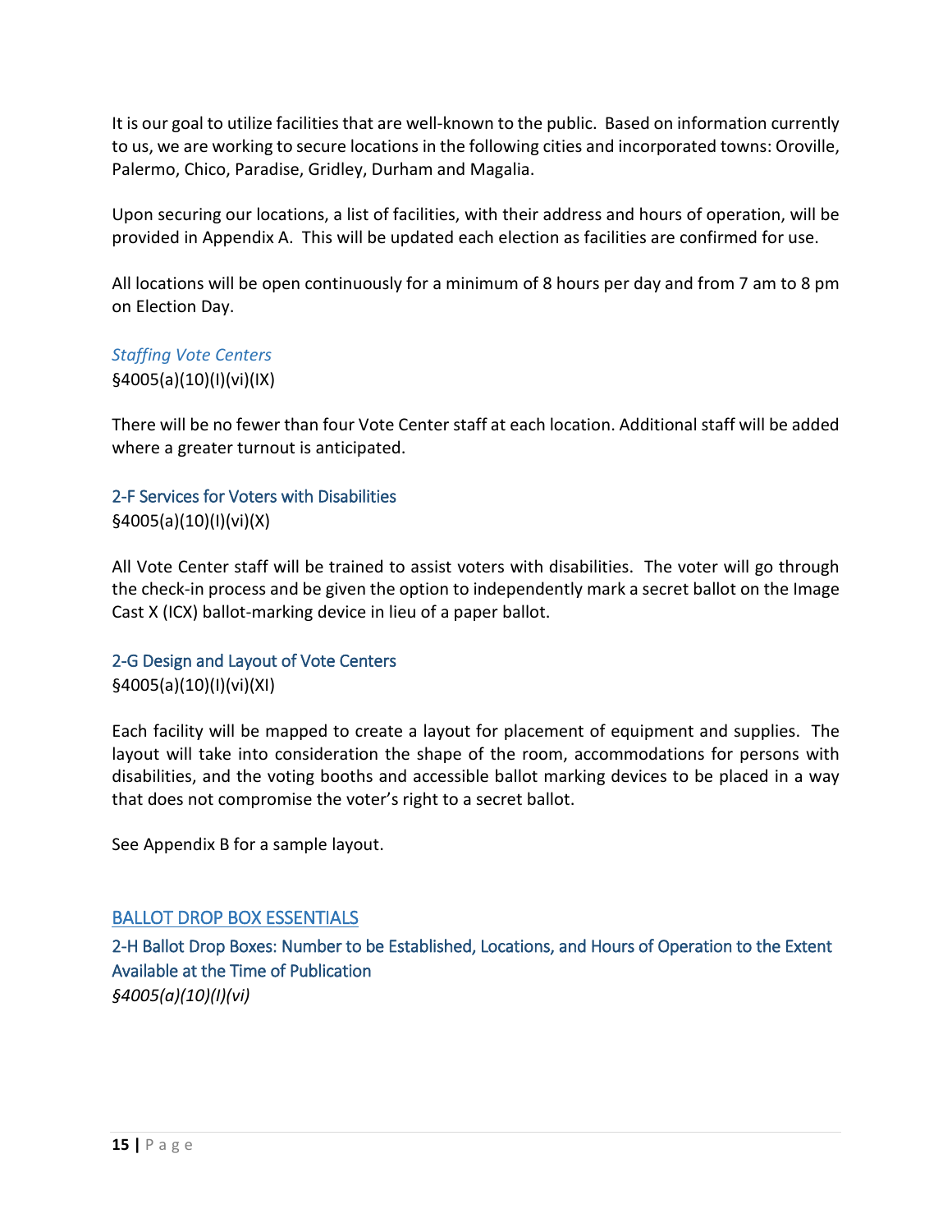It is our goal to utilize facilities that are well-known to the public. Based on information currently to us, we are working to secure locations in the following cities and incorporated towns: Oroville, Palermo, Chico, Paradise, Gridley, Durham and Magalia.

Upon securing our locations, a list of facilities, with their address and hours of operation, will be provided in Appendix A. This will be updated each election as facilities are confirmed for use.

All locations will be open continuously for a minimum of 8 hours per day and from 7 am to 8 pm on Election Day.

#### *Staffing Vote Centers*

§4005(a)(10)(I)(vi)(IX)

There will be no fewer than four Vote Center staff at each location. Additional staff will be added where a greater turnout is anticipated.

### 2-F Services for Voters with Disabilities

§4005(a)(10)(I)(vi)(X)

All Vote Center staff will be trained to assist voters with disabilities. The voter will go through the check-in process and be given the option to independently mark a secret ballot on the Image Cast X (ICX) ballot-marking device in lieu of a paper ballot.

### 2-G Design and Layout of Vote Centers

§4005(a)(10)(I)(vi)(XI)

Each facility will be mapped to create a layout for placement of equipment and supplies. The layout will take into consideration the shape of the room, accommodations for persons with disabilities, and the voting booths and accessible ballot marking devices to be placed in a way that does not compromise the voter's right to a secret ballot.

See Appendix B for a sample layout.

## BALLOT DROP BOX ESSENTIALS

### 2-H Ballot Drop Boxes: Number to be Established, Locations, and Hours of Operation to the Extent Available at the Time of Publication

*§4005(a)(10)(I)(vi)*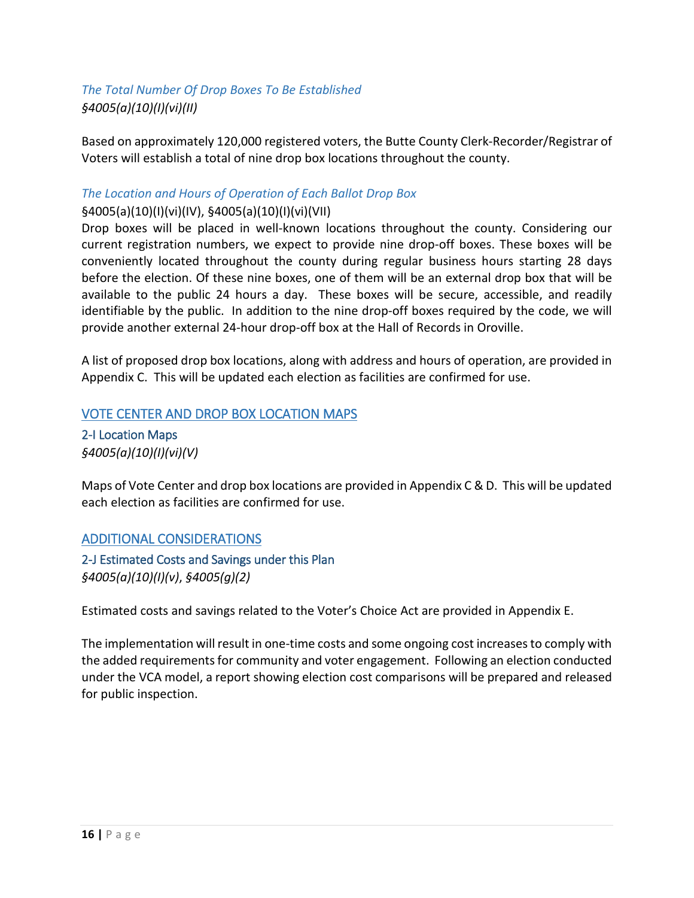### *The Total Number Of Drop Boxes To Be Established*

*§4005(a)(10)(I)(vi)(II)*

Based on approximately 120,000 registered voters, the Butte County Clerk-Recorder/Registrar of Voters will establish a total of nine drop box locations throughout the county.

### *The Location and Hours of Operation of Each Ballot Drop Box*

§4005(a)(10)(I)(vi)(IV), §4005(a)(10)(I)(vi)(VII)

Drop boxes will be placed in well-known locations throughout the county. Considering our current registration numbers, we expect to provide nine drop-off boxes. These boxes will be conveniently located throughout the county during regular business hours starting 28 days before the election. Of these nine boxes, one of them will be an external drop box that will be available to the public 24 hours a day. These boxes will be secure, accessible, and readily identifiable by the public. In addition to the nine drop-off boxes required by the code, we will provide another external 24-hour drop-off box at the Hall of Records in Oroville.

A list of proposed drop box locations, along with address and hours of operation, are provided in Appendix C. This will be updated each election as facilities are confirmed for use.

## VOTE CENTER AND DROP BOX LOCATION MAPS

### 2-I Location Maps

*§4005(a)(10)(I)(vi)(V)*

Maps of Vote Center and drop box locations are provided in Appendix C & D. This will be updated each election as facilities are confirmed for use.

## ADDITIONAL CONSIDERATIONS

### 2-J Estimated Costs and Savings under this Plan

*§4005(a)(10)(I)(v), §4005(g)(2)*

Estimated costs and savings related to the Voter's Choice Act are provided in Appendix E.

The implementation will result in one-time costs and some ongoing cost increases to comply with the added requirements for community and voter engagement. Following an election conducted under the VCA model, a report showing election cost comparisons will be prepared and released for public inspection.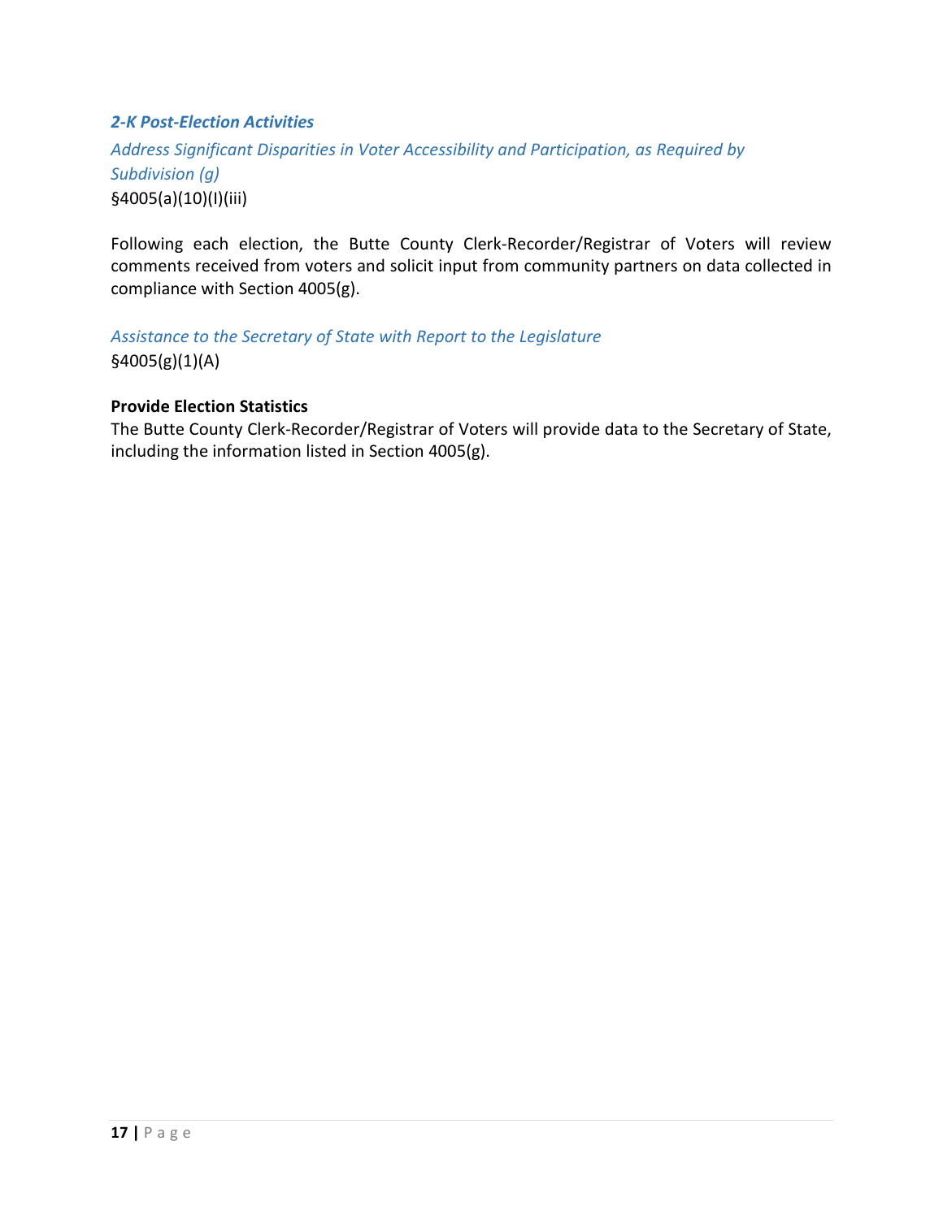### *2-K Post-Election Activities*

*Address Significant Disparities in Voter Accessibility and Participation, as Required by Subdivision (g)*

§4005(a)(10)(I)(iii)

Following each election, the Butte County Clerk-Recorder/Registrar of Voters will review comments received from voters and solicit input from community partners on data collected in compliance with Section 4005(g).

*Assistance to the Secretary of State with Report to the Legislature*

§4005(g)(1)(A)

**Provide Election Statistics**

The Butte County Clerk-Recorder/Registrar of Voters will provide data to the Secretary of State, including the information listed in Section 4005(g).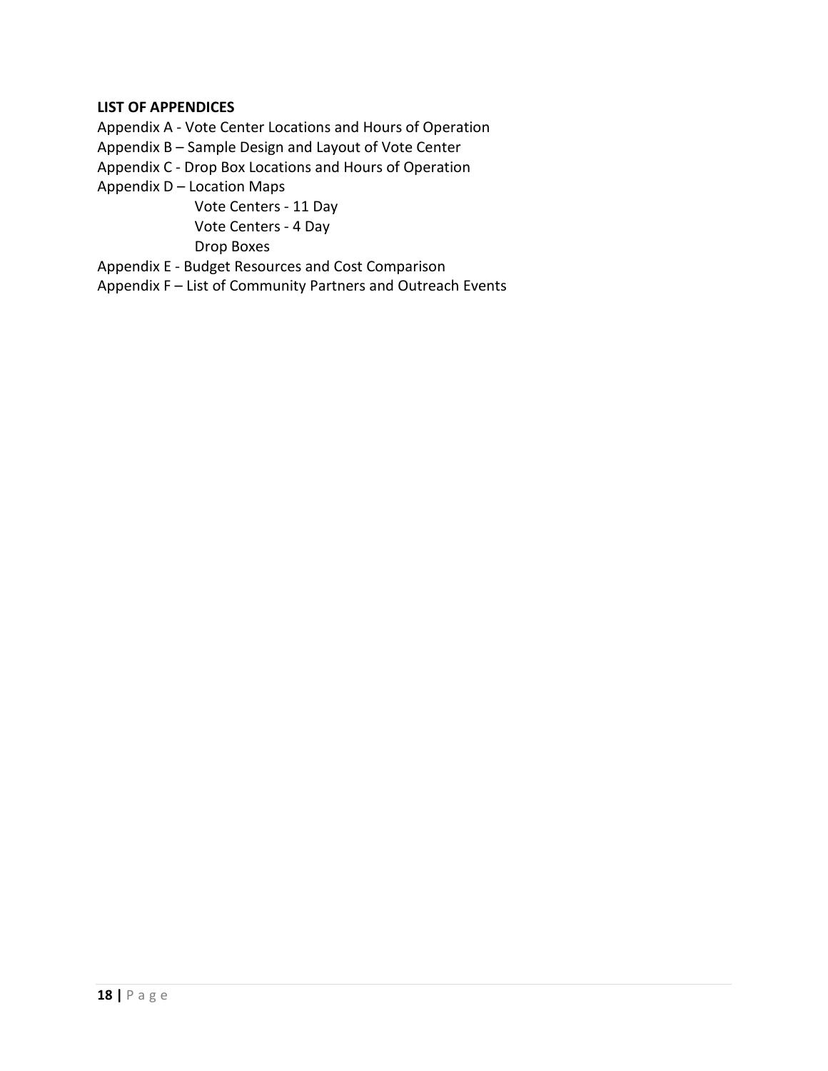**LIST OF APPENDICES**

Appendix A - Vote Center Locations and Hours of Operation

Appendix B – Sample Design and Layout of Vote Center

Appendix C - Drop Box Locations and Hours of Operation

Appendix D – Location Maps

- Vote Centers - 11 Day
- Vote Centers - 4 Day
- Drop Boxes

Appendix E - Budget Resources and Cost Comparison

Appendix F – List of Community Partners and Outreach Events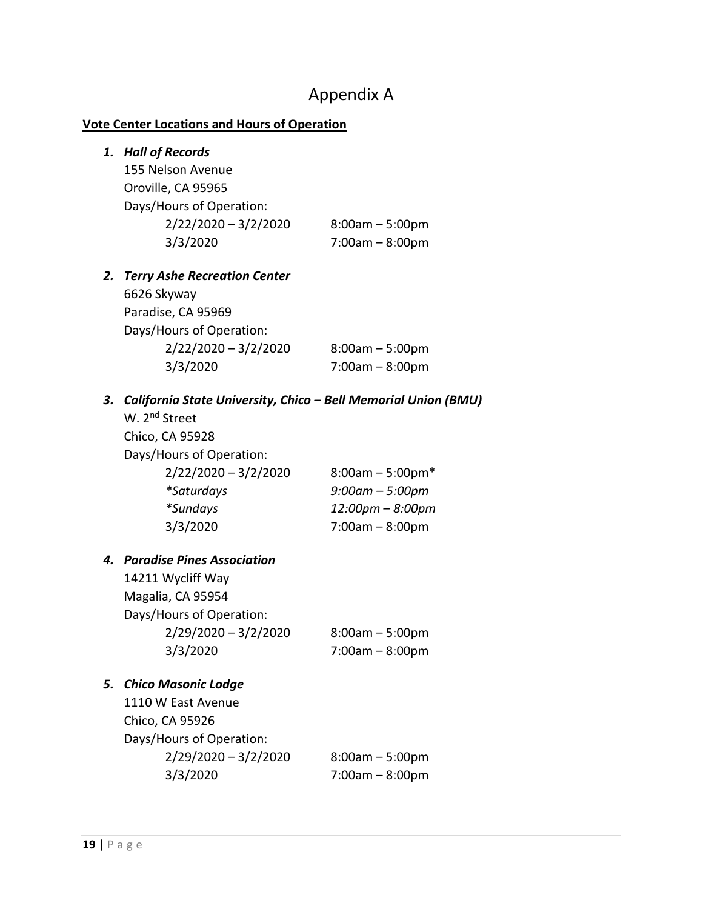# Appendix A

**Vote Center Locations and Hours of Operation**

1. ***Hall of Records***
   155 Nelson Avenue
   Oroville, CA 95965
   Days/Hours of Operation:
   2/22/2020 – 3/2/2020    8:00am – 5:00pm
   3/3/2020    7:00am – 8:00pm

2. ***Terry Ashe Recreation Center***
   6626 Skyway
   Paradise, CA 95969
   Days/Hours of Operation:
   2/22/2020 – 3/2/2020    8:00am – 5:00pm
   3/3/2020    7:00am – 8:00pm

3. ***California State University, Chico – Bell Memorial Union (BMU)***
   W. 2nd Street
   Chico, CA 95928
   Days/Hours of Operation:
   2/22/2020 – 3/2/2020    8:00am – 5:00pm*
   *\*Saturdays    9:00am – 5:00pm*
   *\*Sundays    12:00pm – 8:00pm*
   3/3/2020    7:00am – 8:00pm

4. ***Paradise Pines Association***
   14211 Wycliff Way
   Magalia, CA 95954
   Days/Hours of Operation:
   2/29/2020 – 3/2/2020    8:00am – 5:00pm
   3/3/2020    7:00am – 8:00pm

5. ***Chico Masonic Lodge***
   1110 W East Avenue
   Chico, CA 95926
   Days/Hours of Operation:
   2/29/2020 – 3/2/2020    8:00am – 5:00pm
   3/3/2020    7:00am – 8:00pm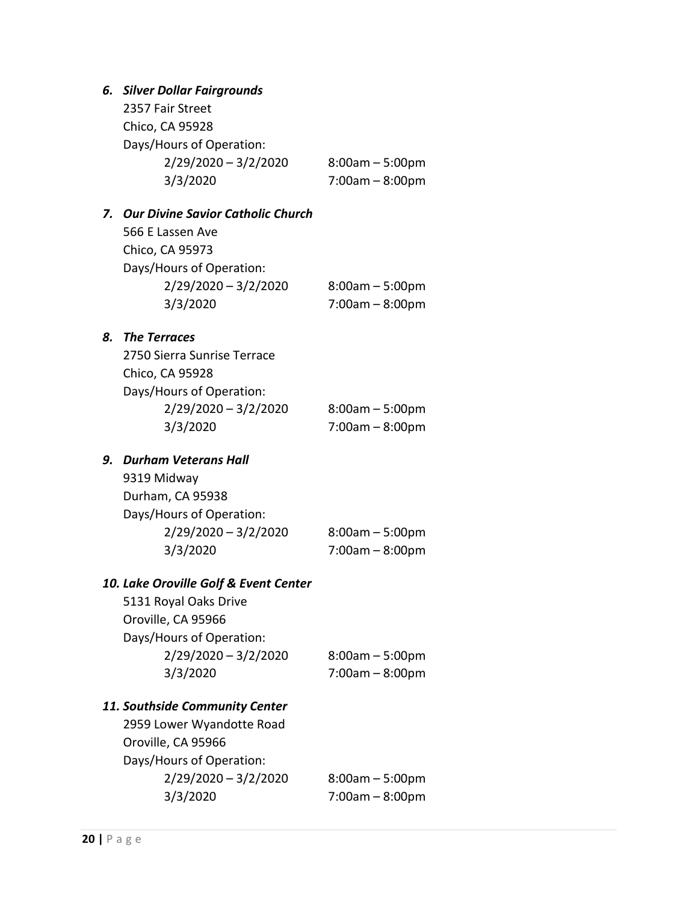6. ***Silver Dollar Fairgrounds***

   2357 Fair Street
   Chico, CA 95928
   Days/Hours of Operation:

   | | |
   |---|---|
   | 2/29/2020 – 3/2/2020 | 8:00am – 5:00pm |
   | 3/3/2020 | 7:00am – 8:00pm |

7. ***Our Divine Savior Catholic Church***

   566 E Lassen Ave
   Chico, CA 95973
   Days/Hours of Operation:

   | | |
   |---|---|
   | 2/29/2020 – 3/2/2020 | 8:00am – 5:00pm |
   | 3/3/2020 | 7:00am – 8:00pm |

8. ***The Terraces***

   2750 Sierra Sunrise Terrace
   Chico, CA 95928
   Days/Hours of Operation:

   | | |
   |---|---|
   | 2/29/2020 – 3/2/2020 | 8:00am – 5:00pm |
   | 3/3/2020 | 7:00am – 8:00pm |

9. ***Durham Veterans Hall***

   9319 Midway
   Durham, CA 95938
   Days/Hours of Operation:

   | | |
   |---|---|
   | 2/29/2020 – 3/2/2020 | 8:00am – 5:00pm |
   | 3/3/2020 | 7:00am – 8:00pm |

10. ***Lake Oroville Golf & Event Center***

    5131 Royal Oaks Drive
    Oroville, CA 95966
    Days/Hours of Operation:

    | | |
    |---|---|
    | 2/29/2020 – 3/2/2020 | 8:00am – 5:00pm |
    | 3/3/2020 | 7:00am – 8:00pm |

11. ***Southside Community Center***

    2959 Lower Wyandotte Road
    Oroville, CA 95966
    Days/Hours of Operation:

    | | |
    |---|---|
    | 2/29/2020 – 3/2/2020 | 8:00am – 5:00pm |
    | 3/3/2020 | 7:00am – 8:00pm |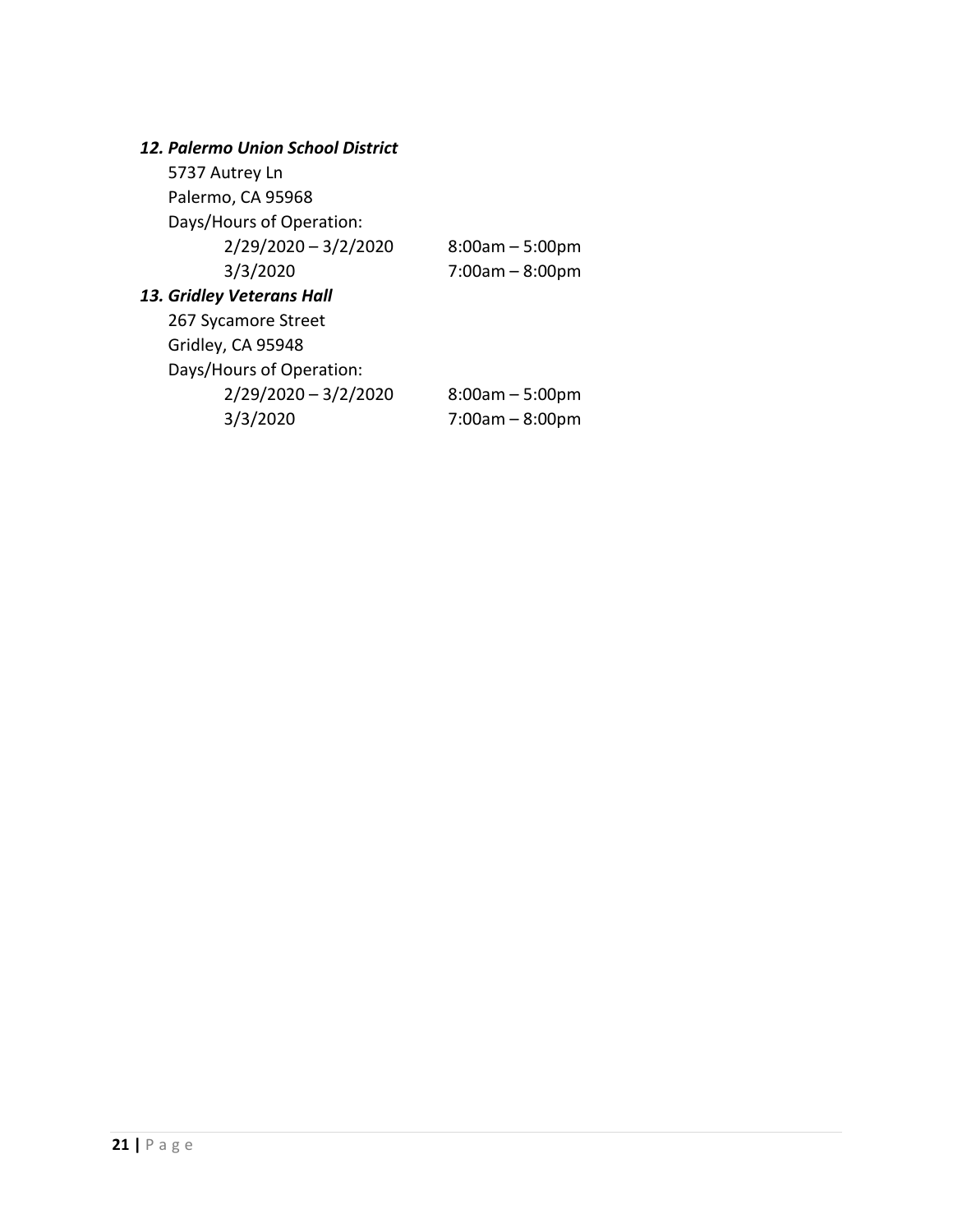### *12. Palermo Union School District*

5737 Autrey Ln
Palermo, CA 95968
Days/Hours of Operation:

| | |
|---|---|
| 2/29/2020 – 3/2/2020 | 8:00am – 5:00pm |
| 3/3/2020 | 7:00am – 8:00pm |

### *13. Gridley Veterans Hall*

267 Sycamore Street
Gridley, CA 95948
Days/Hours of Operation:

| | |
|---|---|
| 2/29/2020 – 3/2/2020 | 8:00am – 5:00pm |
| 3/3/2020 | 7:00am – 8:00pm |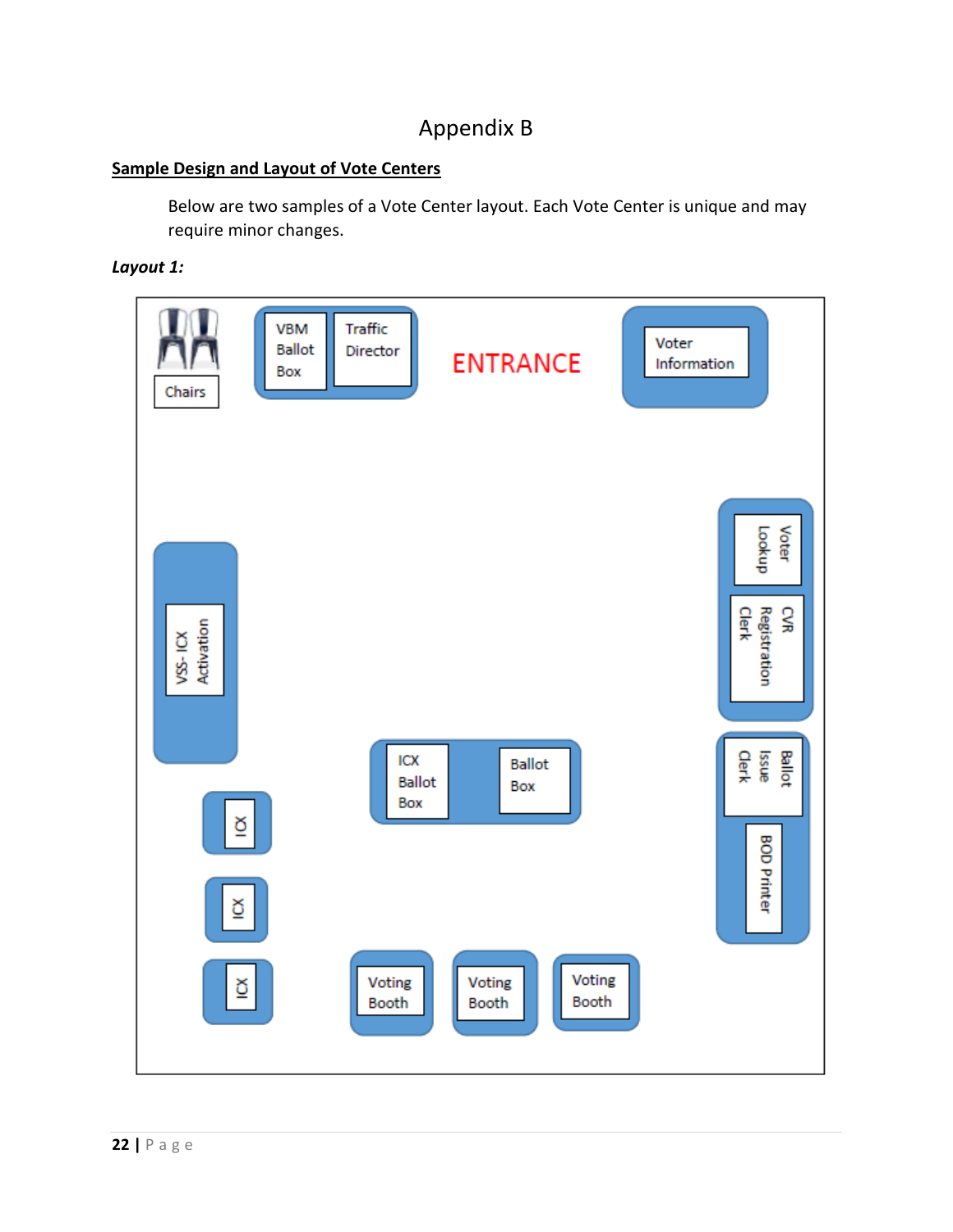# Appendix B

**Sample Design and Layout of Vote Centers**

Below are two samples of a Vote Center layout. Each Vote Center is unique and may require minor changes.

***Layout 1:***

Chairs

VBM Ballot Box

Traffic Director

ENTRANCE

Voter Information

Voter Lookup

CVR Registration Clerk

VSS- ICX Activation

ICX Ballot Box

Ballot Box

Ballot Issue Clerk

BOD Printer

ICX

ICX

ICX

Voting Booth

Voting Booth

Voting Booth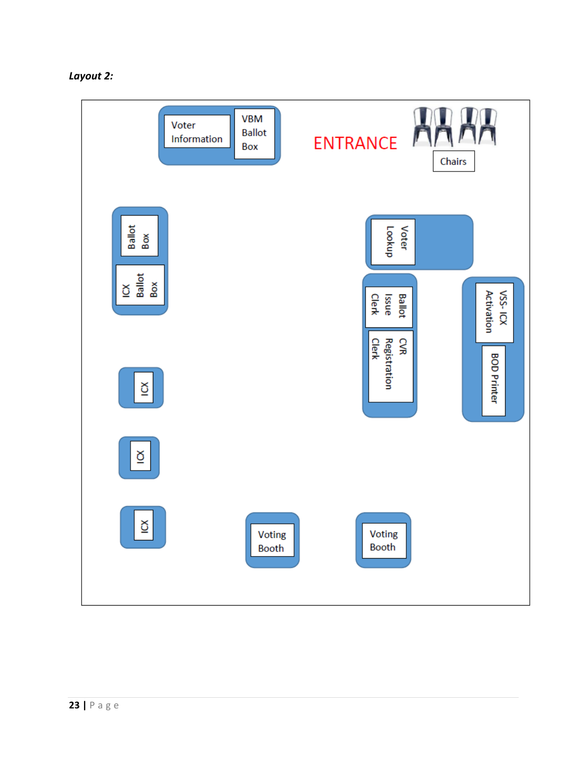***Layout 2:***

Voter Information

VBM Ballot Box

ENTRANCE

Chairs

Ballot Box

ICX Ballot Box

Voter Lookup

Ballot Issue Clerk

CVR Registration Clerk

VSS- ICX Activation

BOD Printer

ICX

ICX

ICX

Voting Booth

Voting Booth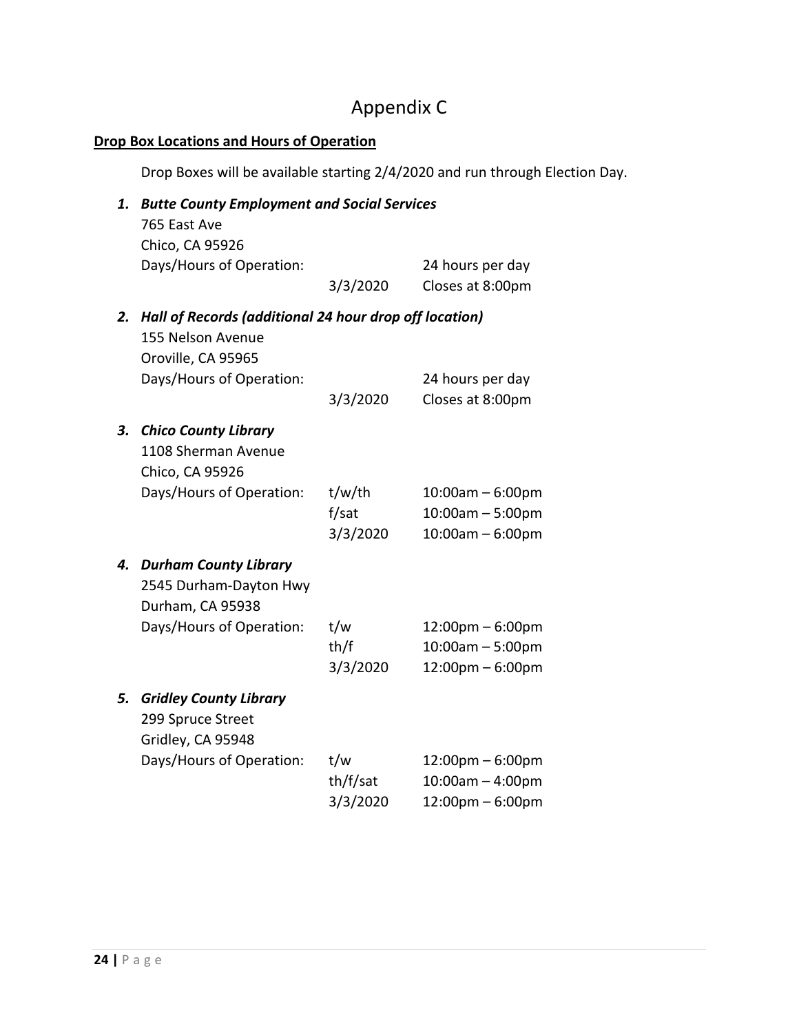# Appendix C

**<u>Drop Box Locations and Hours of Operation</u>**

Drop Boxes will be available starting 2/4/2020 and run through Election Day.

1. ***Butte County Employment and Social Services***
   765 East Ave
   Chico, CA 95926

   | Days/Hours of Operation: | | 24 hours per day |
   |---|---|---|
   | | 3/3/2020 | Closes at 8:00pm |

2. ***Hall of Records (additional 24 hour drop off location)***
   155 Nelson Avenue
   Oroville, CA 95965

   | Days/Hours of Operation: | | 24 hours per day |
   |---|---|---|
   | | 3/3/2020 | Closes at 8:00pm |

3. ***Chico County Library***
   1108 Sherman Avenue
   Chico, CA 95926

   | Days/Hours of Operation: | t/w/th | 10:00am – 6:00pm |
   |---|---|---|
   | | f/sat | 10:00am – 5:00pm |
   | | 3/3/2020 | 10:00am – 6:00pm |

4. ***Durham County Library***
   2545 Durham-Dayton Hwy
   Durham, CA 95938

   | Days/Hours of Operation: | t/w | 12:00pm – 6:00pm |
   |---|---|---|
   | | th/f | 10:00am – 5:00pm |
   | | 3/3/2020 | 12:00pm – 6:00pm |

5. ***Gridley County Library***
   299 Spruce Street
   Gridley, CA 95948

   | Days/Hours of Operation: | t/w | 12:00pm – 6:00pm |
   |---|---|---|
   | | th/f/sat | 10:00am – 4:00pm |
   | | 3/3/2020 | 12:00pm – 6:00pm |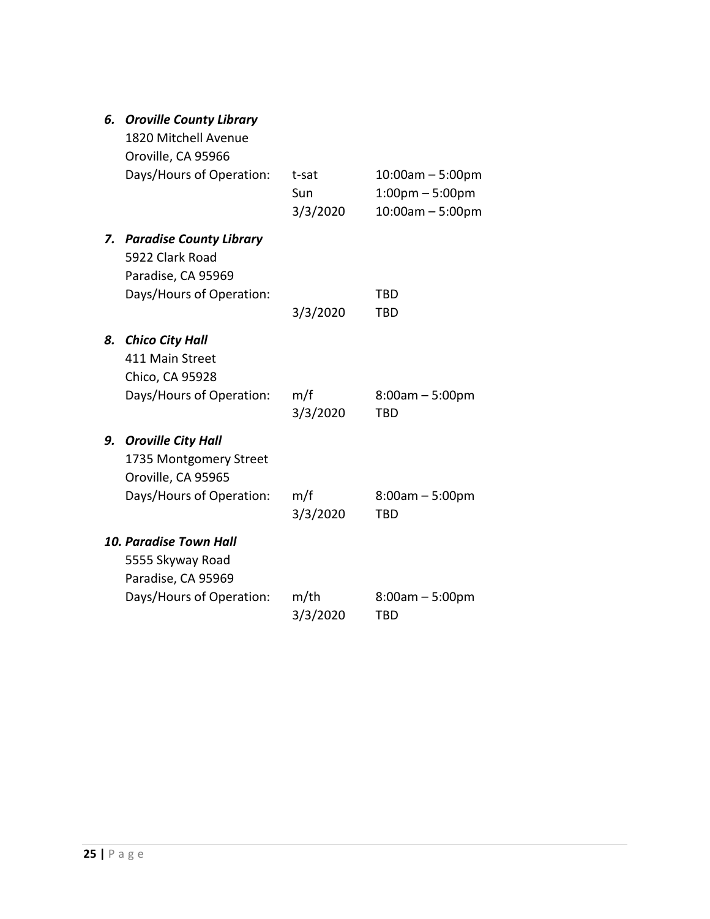6. ***Oroville County Library***
   1820 Mitchell Avenue
   Oroville, CA 95966

| Days/Hours of Operation: | t-sat | 10:00am – 5:00pm |
| --- | --- | --- |
| | Sun | 1:00pm – 5:00pm |
| | 3/3/2020 | 10:00am – 5:00pm |

7. ***Paradise County Library***
   5922 Clark Road
   Paradise, CA 95969

| Days/Hours of Operation: | | TBD |
| --- | --- | --- |
| | 3/3/2020 | TBD |

8. ***Chico City Hall***
   411 Main Street
   Chico, CA 95928

| Days/Hours of Operation: | m/f | 8:00am – 5:00pm |
| --- | --- | --- |
| | 3/3/2020 | TBD |

9. ***Oroville City Hall***
   1735 Montgomery Street
   Oroville, CA 95965

| Days/Hours of Operation: | m/f | 8:00am – 5:00pm |
| --- | --- | --- |
| | 3/3/2020 | TBD |

10. ***Paradise Town Hall***
    5555 Skyway Road
    Paradise, CA 95969

| Days/Hours of Operation: | m/th | 8:00am – 5:00pm |
| --- | --- | --- |
| | 3/3/2020 | TBD |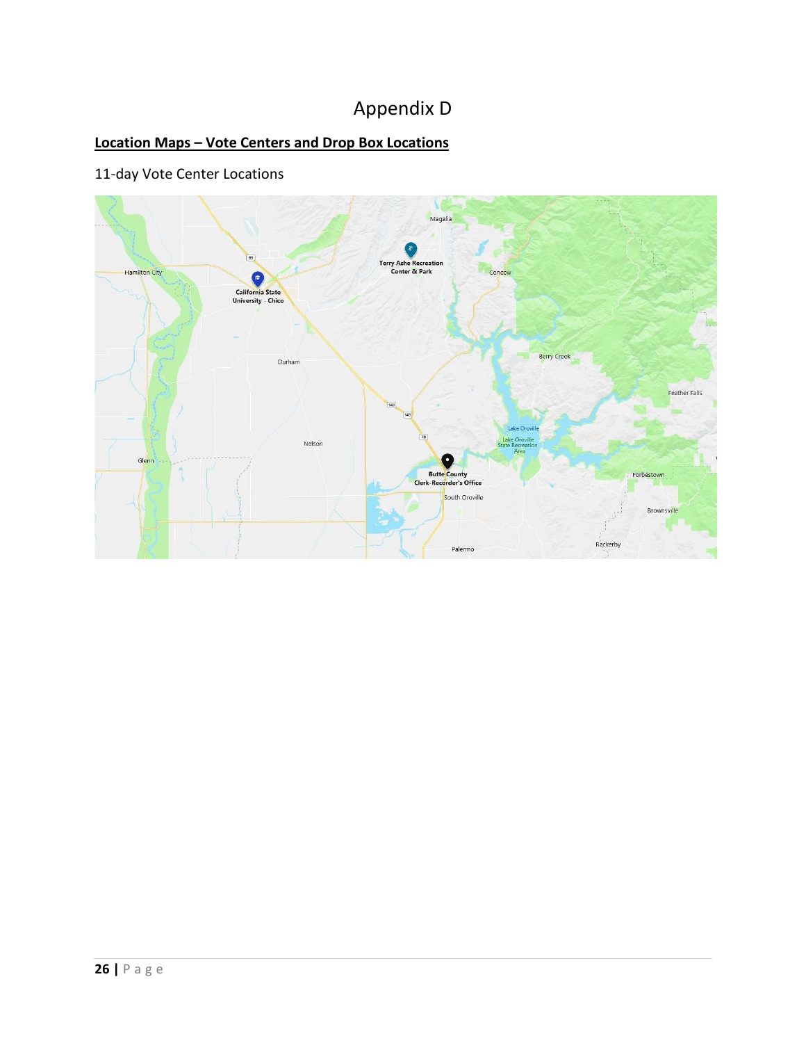# Appendix D

**Location Maps – Vote Centers and Drop Box Locations**

11-day Vote Center Locations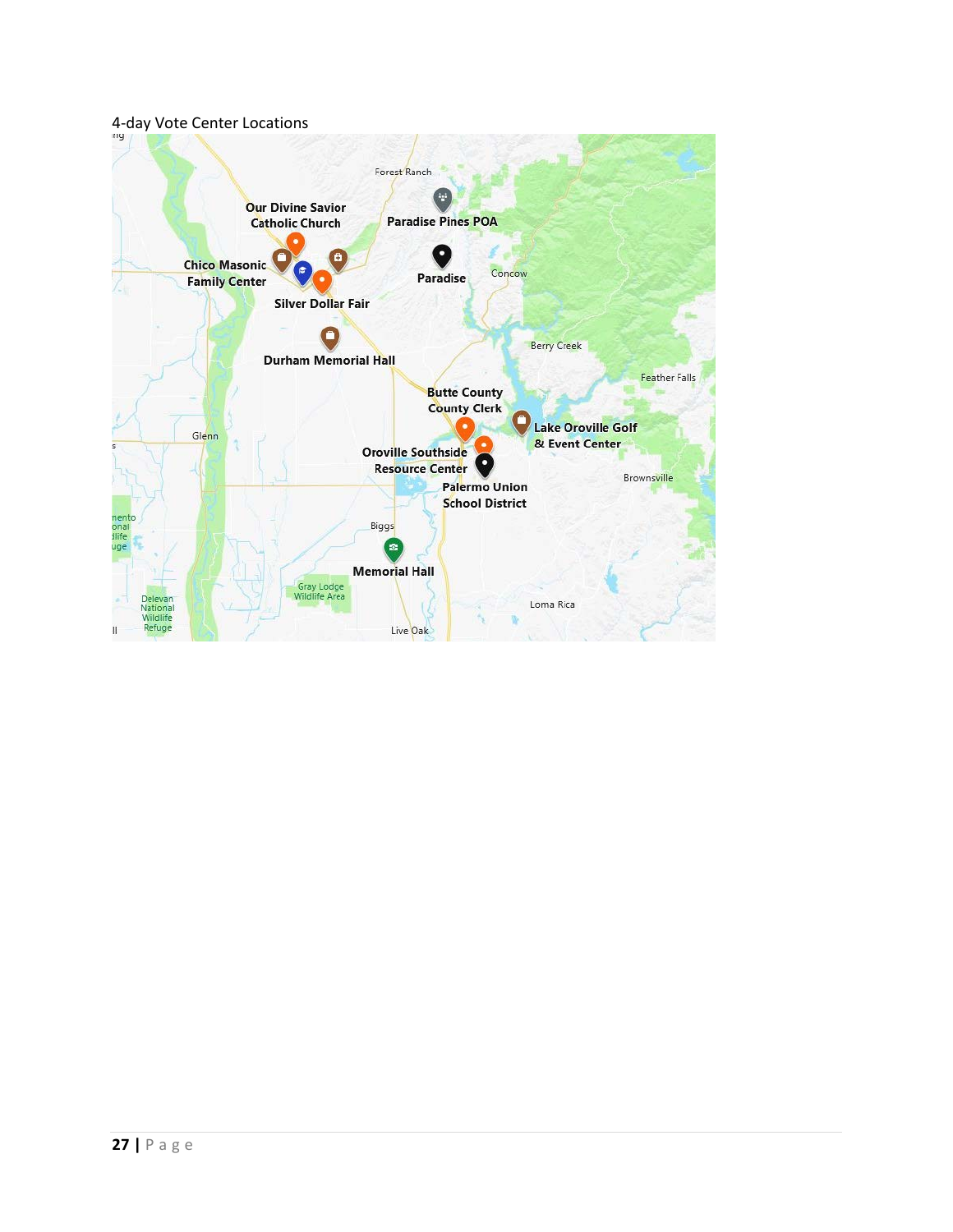4-day Vote Center Locations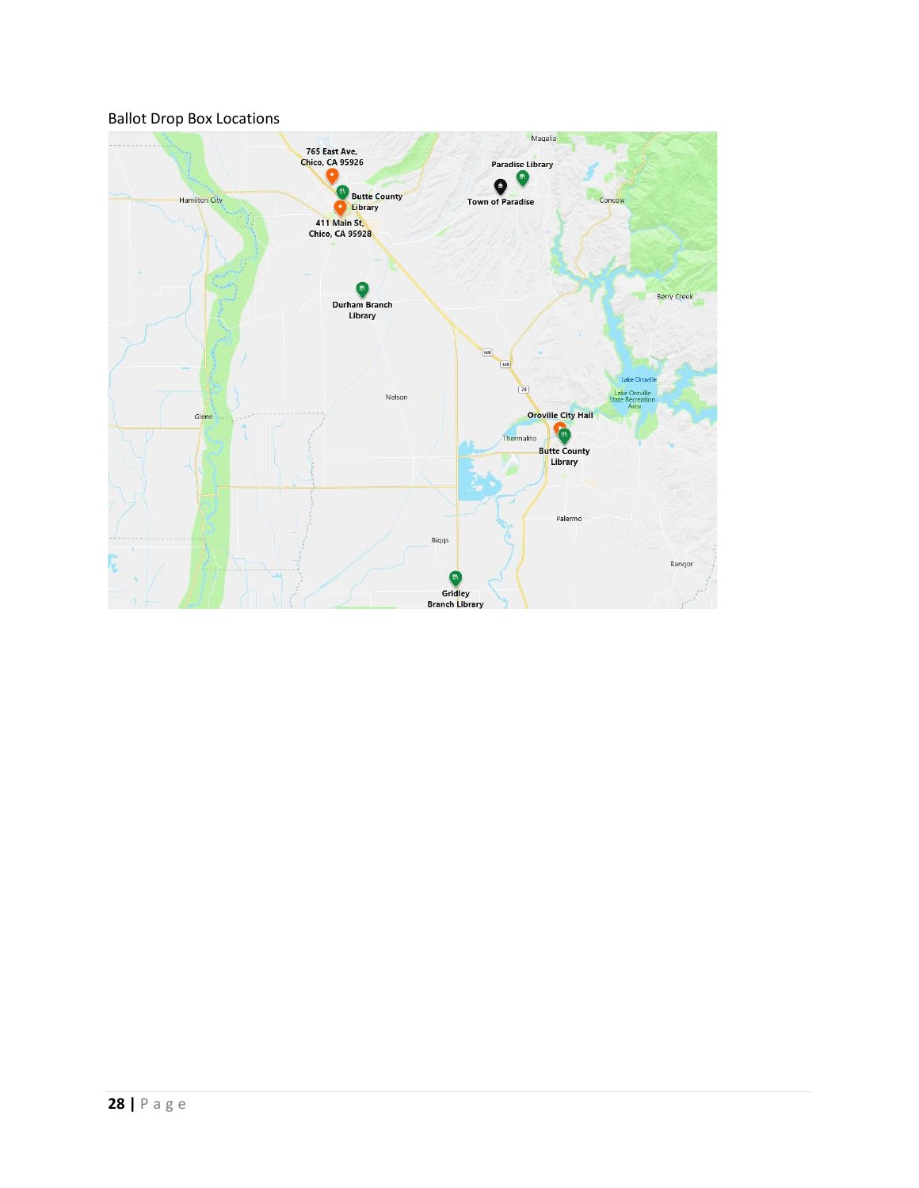Ballot Drop Box Locations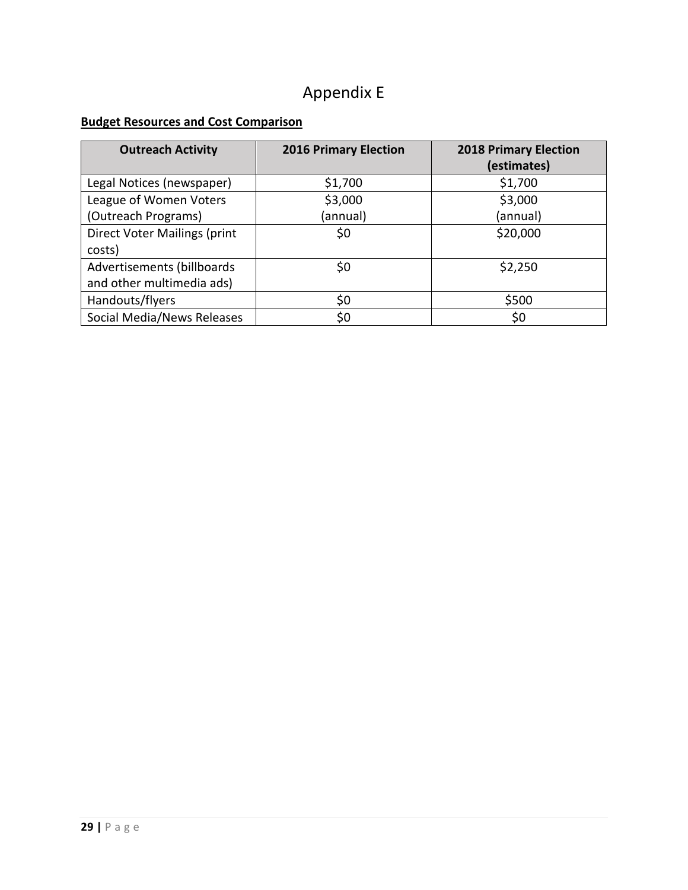# Appendix E

**Budget Resources and Cost Comparison**

| Outreach Activity | 2016 Primary Election | 2018 Primary Election (estimates) |
|---|---|---|
| Legal Notices (newspaper) | $1,700 | $1,700 |
| League of Women Voters (Outreach Programs) | $3,000 (annual) | $3,000 (annual) |
| Direct Voter Mailings (print costs) | $0 | $20,000 |
| Advertisements (billboards and other multimedia ads) | $0 | $2,250 |
| Handouts/flyers | $0 | $500 |
| Social Media/News Releases | $0 | $0 |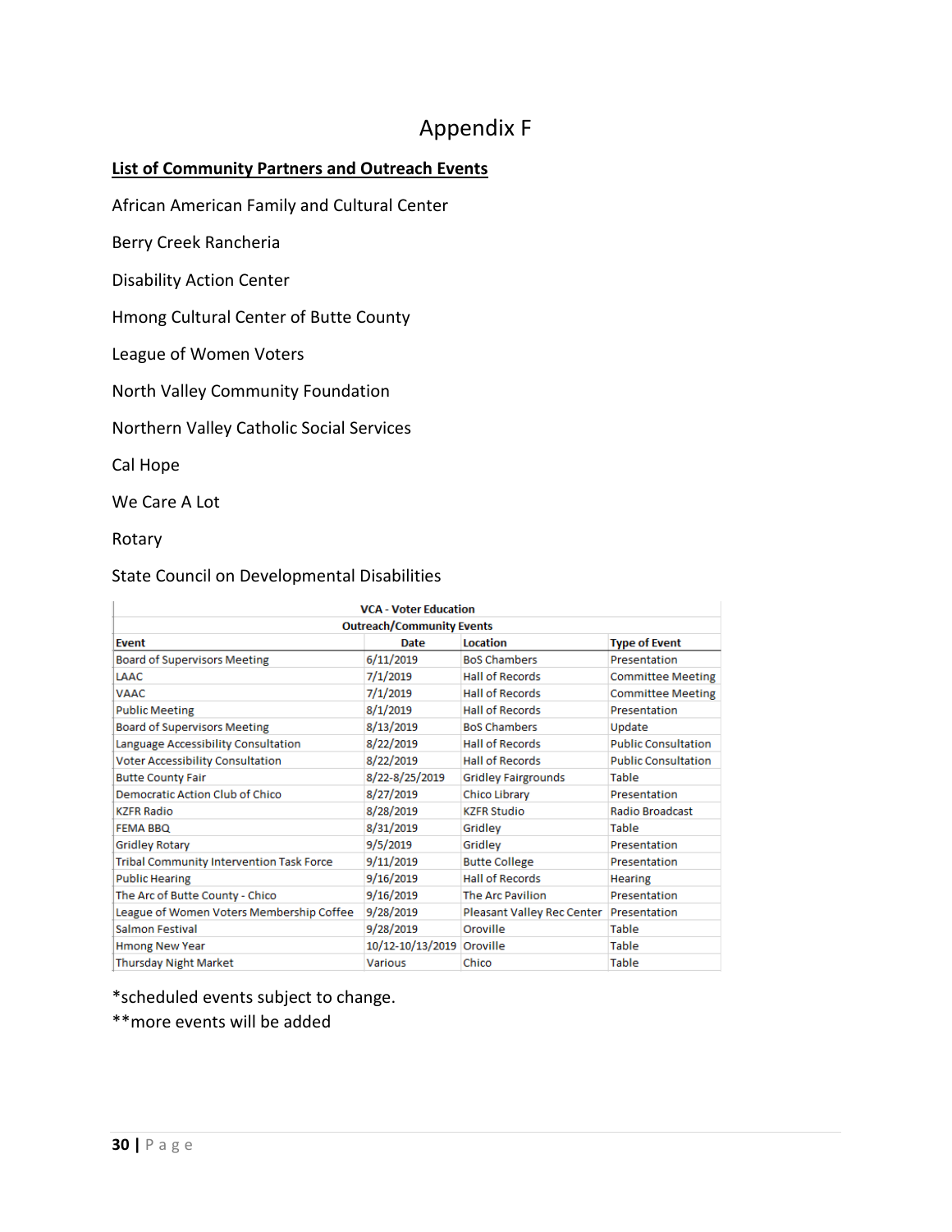# Appendix F

**List of Community Partners and Outreach Events**

African American Family and Cultural Center

Berry Creek Rancheria

Disability Action Center

Hmong Cultural Center of Butte County

League of Women Voters

North Valley Community Foundation

Northern Valley Catholic Social Services

Cal Hope

We Care A Lot

Rotary

State Council on Developmental Disabilities

| VCA - Voter Education | | | |
|---|---|---|---|
| Outreach/Community Events | | | |
| Event | Date | Location | Type of Event |
| Board of Supervisors Meeting | 6/11/2019 | BoS Chambers | Presentation |
| LAAC | 7/1/2019 | Hall of Records | Committee Meeting |
| VAAC | 7/1/2019 | Hall of Records | Committee Meeting |
| Public Meeting | 8/1/2019 | Hall of Records | Presentation |
| Board of Supervisors Meeting | 8/13/2019 | BoS Chambers | Update |
| Language Accessibility Consultation | 8/22/2019 | Hall of Records | Public Consultation |
| Voter Accessibility Consultation | 8/22/2019 | Hall of Records | Public Consultation |
| Butte County Fair | 8/22-8/25/2019 | Gridley Fairgrounds | Table |
| Democratic Action Club of Chico | 8/27/2019 | Chico Library | Presentation |
| KZFR Radio | 8/28/2019 | KZFR Studio | Radio Broadcast |
| FEMA BBQ | 8/31/2019 | Gridley | Table |
| Gridley Rotary | 9/5/2019 | Gridley | Presentation |
| Tribal Community Intervention Task Force | 9/11/2019 | Butte College | Presentation |
| Public Hearing | 9/16/2019 | Hall of Records | Hearing |
| The Arc of Butte County - Chico | 9/16/2019 | The Arc Pavilion | Presentation |
| League of Women Voters Membership Coffee | 9/28/2019 | Pleasant Valley Rec Center | Presentation |
| Salmon Festival | 9/28/2019 | Oroville | Table |
| Hmong New Year | 10/12-10/13/2019 | Oroville | Table |
| Thursday Night Market | Various | Chico | Table |

*scheduled events subject to change.

**more events will be added